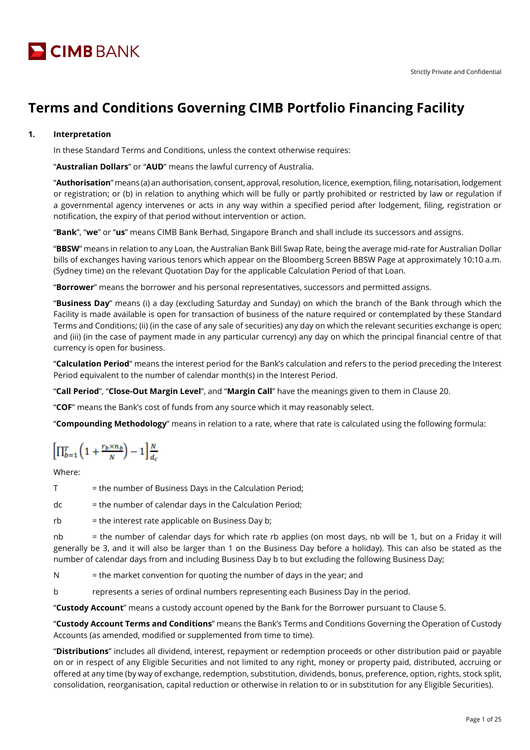Strictly Private and Confidential

# Terms and Conditions Governing CIMB Portfolio Financing Facility

## 1. Interpretation

In these Standard Terms and Conditions, unless the context otherwise requires:

"**Australian Dollars**" or "**AUD**" means the lawful currency of Australia.

"**Authorisation**" means (a) an authorisation, consent, approval, resolution, licence, exemption, filing, notarisation, lodgement or registration; or (b) in relation to anything which will be fully or partly prohibited or restricted by law or regulation if a governmental agency intervenes or acts in any way within a specified period after lodgement, filing, registration or notification, the expiry of that period without intervention or action.

"**Bank**", "**we**" or "**us**" means CIMB Bank Berhad, Singapore Branch and shall include its successors and assigns.

"**BBSW**" means in relation to any Loan, the Australian Bank Bill Swap Rate, being the average mid-rate for Australian Dollar bills of exchanges having various tenors which appear on the Bloomberg Screen BBSW Page at approximately 10:10 a.m. (Sydney time) on the relevant Quotation Day for the applicable Calculation Period of that Loan.

"**Borrower**" means the borrower and his personal representatives, successors and permitted assigns.

"**Business Day**" means (i) a day (excluding Saturday and Sunday) on which the branch of the Bank through which the Facility is made available is open for transaction of business of the nature required or contemplated by these Standard Terms and Conditions; (ii) (in the case of any sale of securities) any day on which the relevant securities exchange is open; and (iii) (in the case of payment made in any particular currency) any day on which the principal financial centre of that currency is open for business.

"**Calculation Period**" means the interest period for the Bank's calculation and refers to the period preceding the Interest Period equivalent to the number of calendar month(s) in the Interest Period.

"**Call Period**", "**Close-Out Margin Level**", and "**Margin Call**" have the meanings given to them in Clause 20.

"**COF**" means the Bank's cost of funds from any source which it may reasonably select.

"**Compounding Methodology**" means in relation to a rate, where that rate is calculated using the following formula:

$$\left[\prod_{b=1}^{T}\left(1+\frac{r_b \times n_b}{N}\right)-1\right]\frac{N}{d_c}$$

Where:

T = the number of Business Days in the Calculation Period;

dc = the number of calendar days in the Calculation Period;

rb = the interest rate applicable on Business Day b;

nb = the number of calendar days for which rate rb applies (on most days, nb will be 1, but on a Friday it will generally be 3, and it will also be larger than 1 on the Business Day before a holiday). This can also be stated as the number of calendar days from and including Business Day b to but excluding the following Business Day;

N = the market convention for quoting the number of days in the year; and

b represents a series of ordinal numbers representing each Business Day in the period.

"**Custody Account**" means a custody account opened by the Bank for the Borrower pursuant to Clause 5.

"**Custody Account Terms and Conditions**" means the Bank's Terms and Conditions Governing the Operation of Custody Accounts (as amended, modified or supplemented from time to time).

"**Distributions**" includes all dividend, interest, repayment or redemption proceeds or other distribution paid or payable on or in respect of any Eligible Securities and not limited to any right, money or property paid, distributed, accruing or offered at any time (by way of exchange, redemption, substitution, dividends, bonus, preference, option, rights, stock split, consolidation, reorganisation, capital reduction or otherwise in relation to or in substitution for any Eligible Securities).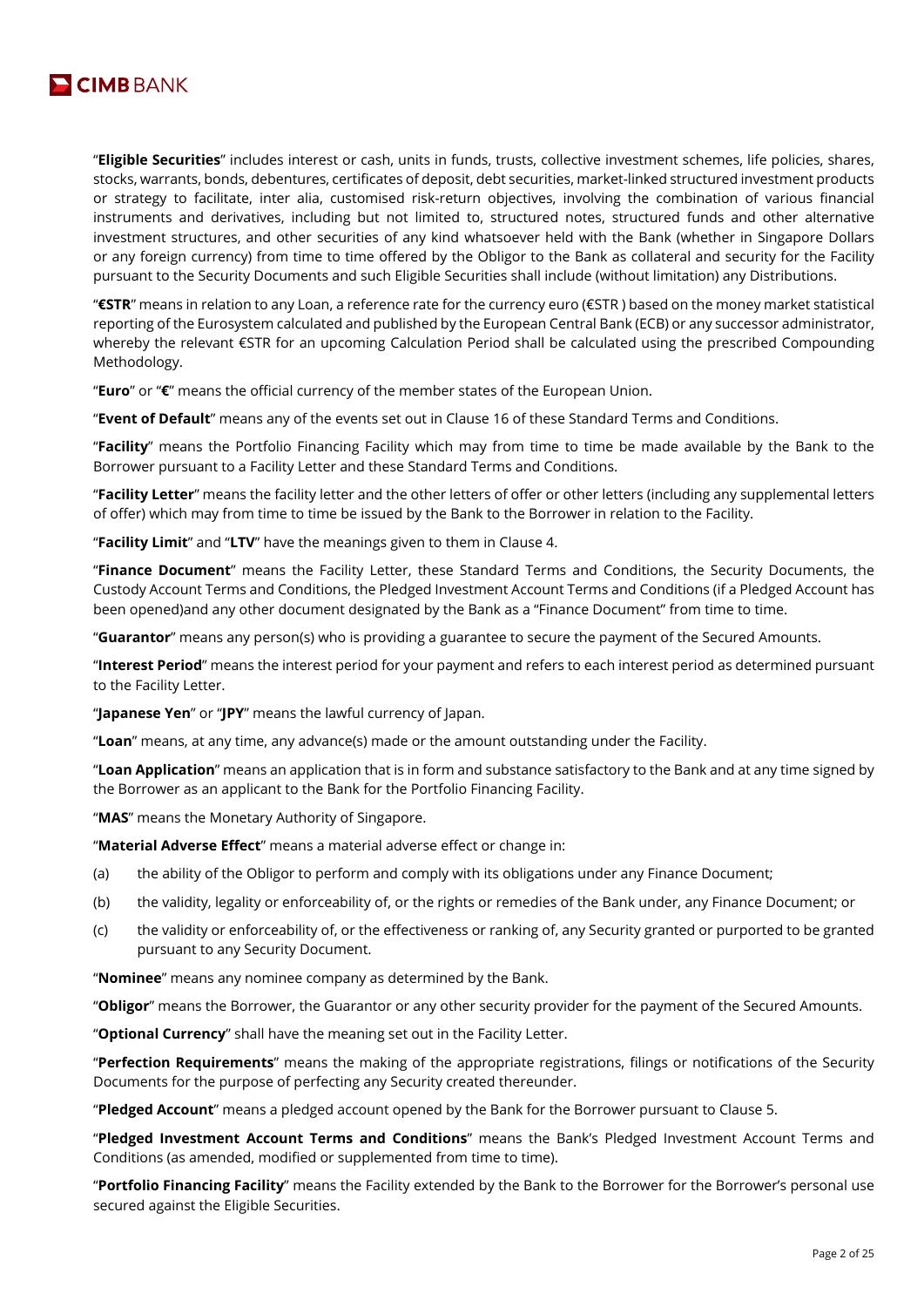"**Eligible Securities**" includes interest or cash, units in funds, trusts, collective investment schemes, life policies, shares, stocks, warrants, bonds, debentures, certificates of deposit, debt securities, market-linked structured investment products or strategy to facilitate, inter alia, customised risk-return objectives, involving the combination of various financial instruments and derivatives, including but not limited to, structured notes, structured funds and other alternative investment structures, and other securities of any kind whatsoever held with the Bank (whether in Singapore Dollars or any foreign currency) from time to time offered by the Obligor to the Bank as collateral and security for the Facility pursuant to the Security Documents and such Eligible Securities shall include (without limitation) any Distributions.

"**€STR**" means in relation to any Loan, a reference rate for the currency euro (€STR ) based on the money market statistical reporting of the Eurosystem calculated and published by the European Central Bank (ECB) or any successor administrator, whereby the relevant €STR for an upcoming Calculation Period shall be calculated using the prescribed Compounding Methodology.

"**Euro**" or "**€**" means the official currency of the member states of the European Union.

"**Event of Default**" means any of the events set out in Clause 16 of these Standard Terms and Conditions.

"**Facility**" means the Portfolio Financing Facility which may from time to time be made available by the Bank to the Borrower pursuant to a Facility Letter and these Standard Terms and Conditions.

"**Facility Letter**" means the facility letter and the other letters of offer or other letters (including any supplemental letters of offer) which may from time to time be issued by the Bank to the Borrower in relation to the Facility.

"**Facility Limit**" and "**LTV**" have the meanings given to them in Clause 4.

"**Finance Document**" means the Facility Letter, these Standard Terms and Conditions, the Security Documents, the Custody Account Terms and Conditions, the Pledged Investment Account Terms and Conditions (if a Pledged Account has been opened)and any other document designated by the Bank as a "Finance Document" from time to time.

"**Guarantor**" means any person(s) who is providing a guarantee to secure the payment of the Secured Amounts.

"**Interest Period**" means the interest period for your payment and refers to each interest period as determined pursuant to the Facility Letter.

"**Japanese Yen**" or "**JPY**" means the lawful currency of Japan.

"**Loan**" means, at any time, any advance(s) made or the amount outstanding under the Facility.

"**Loan Application**" means an application that is in form and substance satisfactory to the Bank and at any time signed by the Borrower as an applicant to the Bank for the Portfolio Financing Facility.

"**MAS**" means the Monetary Authority of Singapore.

"**Material Adverse Effect**" means a material adverse effect or change in:

(a) the ability of the Obligor to perform and comply with its obligations under any Finance Document;

(b) the validity, legality or enforceability of, or the rights or remedies of the Bank under, any Finance Document; or

(c) the validity or enforceability of, or the effectiveness or ranking of, any Security granted or purported to be granted pursuant to any Security Document.

"**Nominee**" means any nominee company as determined by the Bank.

"**Obligor**" means the Borrower, the Guarantor or any other security provider for the payment of the Secured Amounts.

"**Optional Currency**" shall have the meaning set out in the Facility Letter.

"**Perfection Requirements**" means the making of the appropriate registrations, filings or notifications of the Security Documents for the purpose of perfecting any Security created thereunder.

"**Pledged Account**" means a pledged account opened by the Bank for the Borrower pursuant to Clause 5.

"**Pledged Investment Account Terms and Conditions**" means the Bank's Pledged Investment Account Terms and Conditions (as amended, modified or supplemented from time to time).

"**Portfolio Financing Facility**" means the Facility extended by the Bank to the Borrower for the Borrower's personal use secured against the Eligible Securities.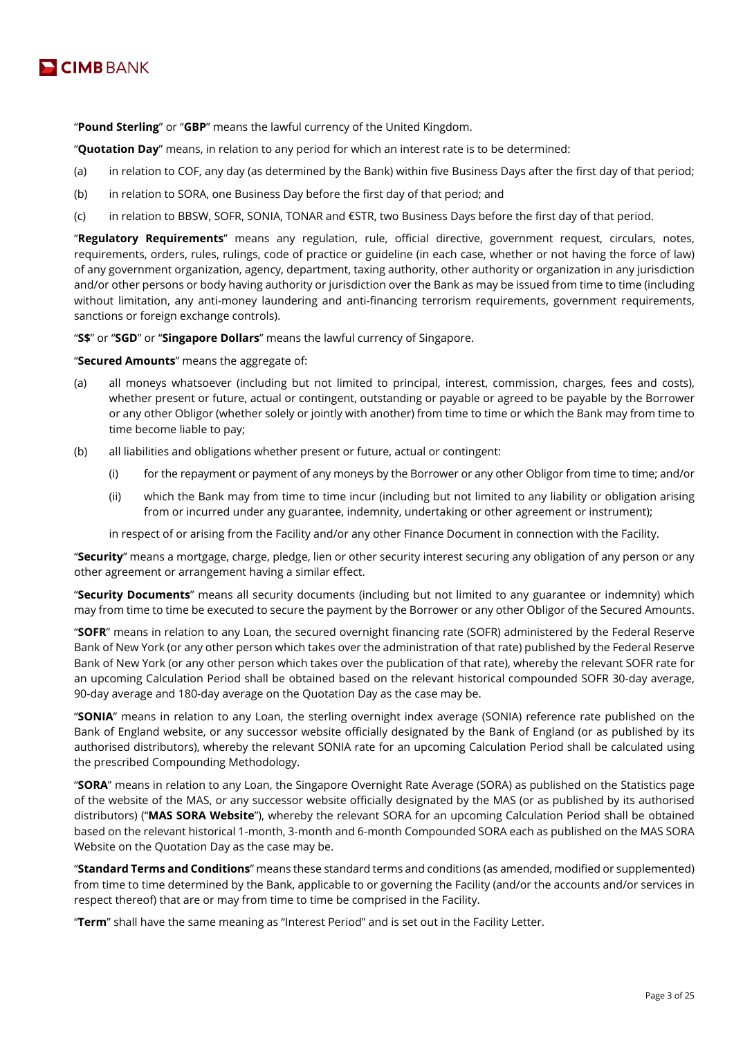"**Pound Sterling**" or "**GBP**" means the lawful currency of the United Kingdom.

"**Quotation Day**" means, in relation to any period for which an interest rate is to be determined:

(a) in relation to COF, any day (as determined by the Bank) within five Business Days after the first day of that period;

(b) in relation to SORA, one Business Day before the first day of that period; and

(c) in relation to BBSW, SOFR, SONIA, TONAR and €STR, two Business Days before the first day of that period.

"**Regulatory Requirements**" means any regulation, rule, official directive, government request, circulars, notes, requirements, orders, rules, rulings, code of practice or guideline (in each case, whether or not having the force of law) of any government organization, agency, department, taxing authority, other authority or organization in any jurisdiction and/or other persons or body having authority or jurisdiction over the Bank as may be issued from time to time (including without limitation, any anti-money laundering and anti-financing terrorism requirements, government requirements, sanctions or foreign exchange controls).

"**S$**" or "**SGD**" or "**Singapore Dollars**" means the lawful currency of Singapore.

"**Secured Amounts**" means the aggregate of:

(a) all moneys whatsoever (including but not limited to principal, interest, commission, charges, fees and costs), whether present or future, actual or contingent, outstanding or payable or agreed to be payable by the Borrower or any other Obligor (whether solely or jointly with another) from time to time or which the Bank may from time to time become liable to pay;

(b) all liabilities and obligations whether present or future, actual or contingent:

   (i) for the repayment or payment of any moneys by the Borrower or any other Obligor from time to time; and/or

   (ii) which the Bank may from time to time incur (including but not limited to any liability or obligation arising from or incurred under any guarantee, indemnity, undertaking or other agreement or instrument);

in respect of or arising from the Facility and/or any other Finance Document in connection with the Facility.

"**Security**" means a mortgage, charge, pledge, lien or other security interest securing any obligation of any person or any other agreement or arrangement having a similar effect.

"**Security Documents**" means all security documents (including but not limited to any guarantee or indemnity) which may from time to time be executed to secure the payment by the Borrower or any other Obligor of the Secured Amounts.

"**SOFR**" means in relation to any Loan, the secured overnight financing rate (SOFR) administered by the Federal Reserve Bank of New York (or any other person which takes over the administration of that rate) published by the Federal Reserve Bank of New York (or any other person which takes over the publication of that rate), whereby the relevant SOFR rate for an upcoming Calculation Period shall be obtained based on the relevant historical compounded SOFR 30-day average, 90-day average and 180-day average on the Quotation Day as the case may be.

"**SONIA**" means in relation to any Loan, the sterling overnight index average (SONIA) reference rate published on the Bank of England website, or any successor website officially designated by the Bank of England (or as published by its authorised distributors), whereby the relevant SONIA rate for an upcoming Calculation Period shall be calculated using the prescribed Compounding Methodology.

"**SORA**" means in relation to any Loan, the Singapore Overnight Rate Average (SORA) as published on the Statistics page of the website of the MAS, or any successor website officially designated by the MAS (or as published by its authorised distributors) ("**MAS SORA Website**"), whereby the relevant SORA for an upcoming Calculation Period shall be obtained based on the relevant historical 1-month, 3-month and 6-month Compounded SORA each as published on the MAS SORA Website on the Quotation Day as the case may be.

"**Standard Terms and Conditions**" means these standard terms and conditions (as amended, modified or supplemented) from time to time determined by the Bank, applicable to or governing the Facility (and/or the accounts and/or services in respect thereof) that are or may from time to time be comprised in the Facility.

"**Term**" shall have the same meaning as "Interest Period" and is set out in the Facility Letter.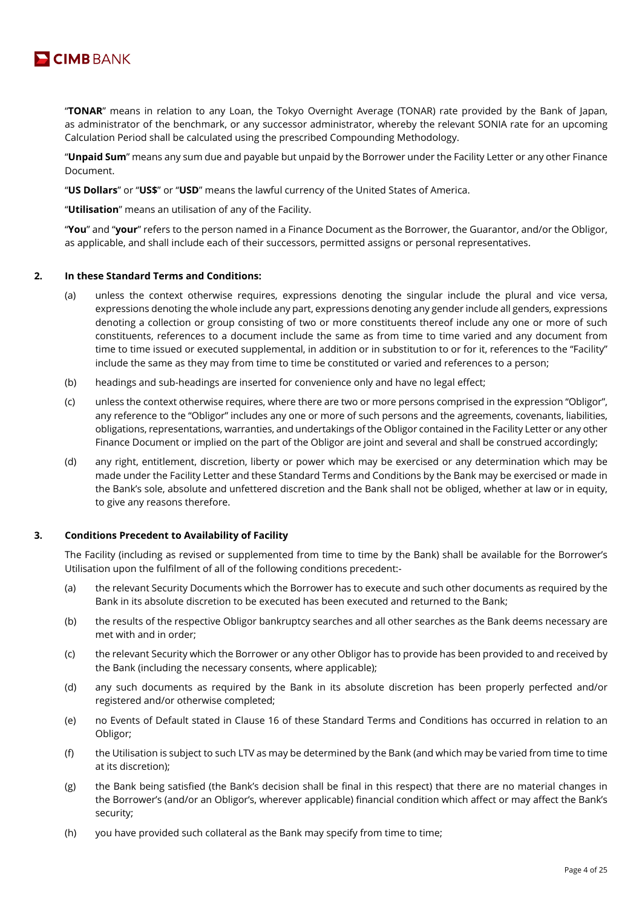"**TONAR**" means in relation to any Loan, the Tokyo Overnight Average (TONAR) rate provided by the Bank of Japan, as administrator of the benchmark, or any successor administrator, whereby the relevant SONIA rate for an upcoming Calculation Period shall be calculated using the prescribed Compounding Methodology.

"**Unpaid Sum**" means any sum due and payable but unpaid by the Borrower under the Facility Letter or any other Finance Document.

"**US Dollars**" or "**US$**" or "**USD**" means the lawful currency of the United States of America.

"**Utilisation**" means an utilisation of any of the Facility.

"**You**" and "**your**" refers to the person named in a Finance Document as the Borrower, the Guarantor, and/or the Obligor, as applicable, and shall include each of their successors, permitted assigns or personal representatives.

**2. In these Standard Terms and Conditions:**

(a) unless the context otherwise requires, expressions denoting the singular include the plural and vice versa, expressions denoting the whole include any part, expressions denoting any gender include all genders, expressions denoting a collection or group consisting of two or more constituents thereof include any one or more of such constituents, references to a document include the same as from time to time varied and any document from time to time issued or executed supplemental, in addition or in substitution to or for it, references to the "Facility" include the same as they may from time to time be constituted or varied and references to a person;

(b) headings and sub-headings are inserted for convenience only and have no legal effect;

(c) unless the context otherwise requires, where there are two or more persons comprised in the expression "Obligor", any reference to the "Obligor" includes any one or more of such persons and the agreements, covenants, liabilities, obligations, representations, warranties, and undertakings of the Obligor contained in the Facility Letter or any other Finance Document or implied on the part of the Obligor are joint and several and shall be construed accordingly;

(d) any right, entitlement, discretion, liberty or power which may be exercised or any determination which may be made under the Facility Letter and these Standard Terms and Conditions by the Bank may be exercised or made in the Bank's sole, absolute and unfettered discretion and the Bank shall not be obliged, whether at law or in equity, to give any reasons therefore.

**3. Conditions Precedent to Availability of Facility**

The Facility (including as revised or supplemented from time to time by the Bank) shall be available for the Borrower's Utilisation upon the fulfilment of all of the following conditions precedent:-

(a) the relevant Security Documents which the Borrower has to execute and such other documents as required by the Bank in its absolute discretion to be executed has been executed and returned to the Bank;

(b) the results of the respective Obligor bankruptcy searches and all other searches as the Bank deems necessary are met with and in order;

(c) the relevant Security which the Borrower or any other Obligor has to provide has been provided to and received by the Bank (including the necessary consents, where applicable);

(d) any such documents as required by the Bank in its absolute discretion has been properly perfected and/or registered and/or otherwise completed;

(e) no Events of Default stated in Clause 16 of these Standard Terms and Conditions has occurred in relation to an Obligor;

(f) the Utilisation is subject to such LTV as may be determined by the Bank (and which may be varied from time to time at its discretion);

(g) the Bank being satisfied (the Bank's decision shall be final in this respect) that there are no material changes in the Borrower's (and/or an Obligor's, wherever applicable) financial condition which affect or may affect the Bank's security;

(h) you have provided such collateral as the Bank may specify from time to time;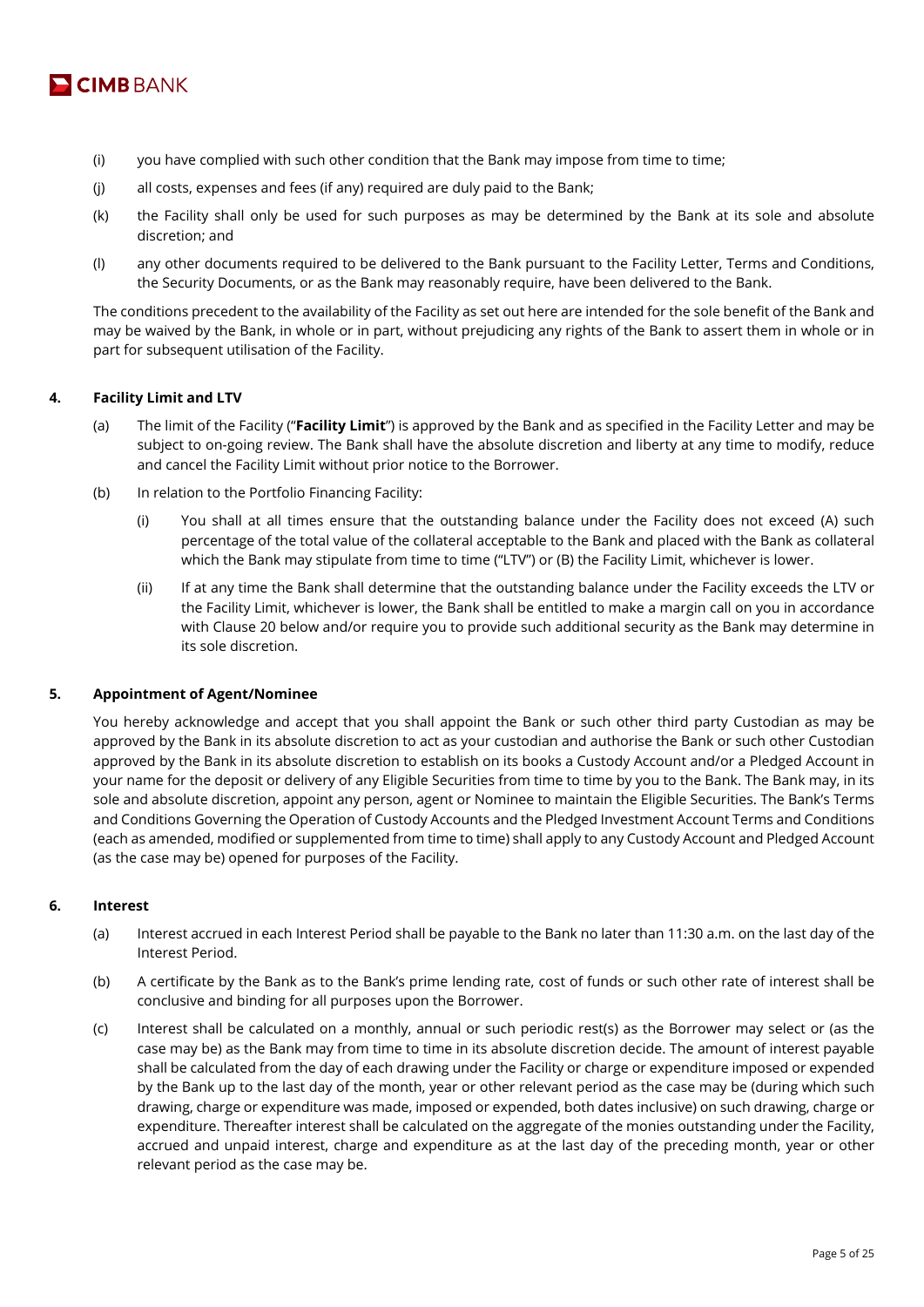(i) you have complied with such other condition that the Bank may impose from time to time;

(j) all costs, expenses and fees (if any) required are duly paid to the Bank;

(k) the Facility shall only be used for such purposes as may be determined by the Bank at its sole and absolute discretion; and

(l) any other documents required to be delivered to the Bank pursuant to the Facility Letter, Terms and Conditions, the Security Documents, or as the Bank may reasonably require, have been delivered to the Bank.

The conditions precedent to the availability of the Facility as set out here are intended for the sole benefit of the Bank and may be waived by the Bank, in whole or in part, without prejudicing any rights of the Bank to assert them in whole or in part for subsequent utilisation of the Facility.

**4. Facility Limit and LTV**

(a) The limit of the Facility ("**Facility Limit**") is approved by the Bank and as specified in the Facility Letter and may be subject to on-going review. The Bank shall have the absolute discretion and liberty at any time to modify, reduce and cancel the Facility Limit without prior notice to the Borrower.

(b) In relation to the Portfolio Financing Facility:

(i) You shall at all times ensure that the outstanding balance under the Facility does not exceed (A) such percentage of the total value of the collateral acceptable to the Bank and placed with the Bank as collateral which the Bank may stipulate from time to time ("LTV") or (B) the Facility Limit, whichever is lower.

(ii) If at any time the Bank shall determine that the outstanding balance under the Facility exceeds the LTV or the Facility Limit, whichever is lower, the Bank shall be entitled to make a margin call on you in accordance with Clause 20 below and/or require you to provide such additional security as the Bank may determine in its sole discretion.

**5. Appointment of Agent/Nominee**

You hereby acknowledge and accept that you shall appoint the Bank or such other third party Custodian as may be approved by the Bank in its absolute discretion to act as your custodian and authorise the Bank or such other Custodian approved by the Bank in its absolute discretion to establish on its books a Custody Account and/or a Pledged Account in your name for the deposit or delivery of any Eligible Securities from time to time by you to the Bank. The Bank may, in its sole and absolute discretion, appoint any person, agent or Nominee to maintain the Eligible Securities. The Bank's Terms and Conditions Governing the Operation of Custody Accounts and the Pledged Investment Account Terms and Conditions (each as amended, modified or supplemented from time to time) shall apply to any Custody Account and Pledged Account (as the case may be) opened for purposes of the Facility.

**6. Interest**

(a) Interest accrued in each Interest Period shall be payable to the Bank no later than 11:30 a.m. on the last day of the Interest Period.

(b) A certificate by the Bank as to the Bank's prime lending rate, cost of funds or such other rate of interest shall be conclusive and binding for all purposes upon the Borrower.

(c) Interest shall be calculated on a monthly, annual or such periodic rest(s) as the Borrower may select or (as the case may be) as the Bank may from time to time in its absolute discretion decide. The amount of interest payable shall be calculated from the day of each drawing under the Facility or charge or expenditure imposed or expended by the Bank up to the last day of the month, year or other relevant period as the case may be (during which such drawing, charge or expenditure was made, imposed or expended, both dates inclusive) on such drawing, charge or expenditure. Thereafter interest shall be calculated on the aggregate of the monies outstanding under the Facility, accrued and unpaid interest, charge and expenditure as at the last day of the preceding month, year or other relevant period as the case may be.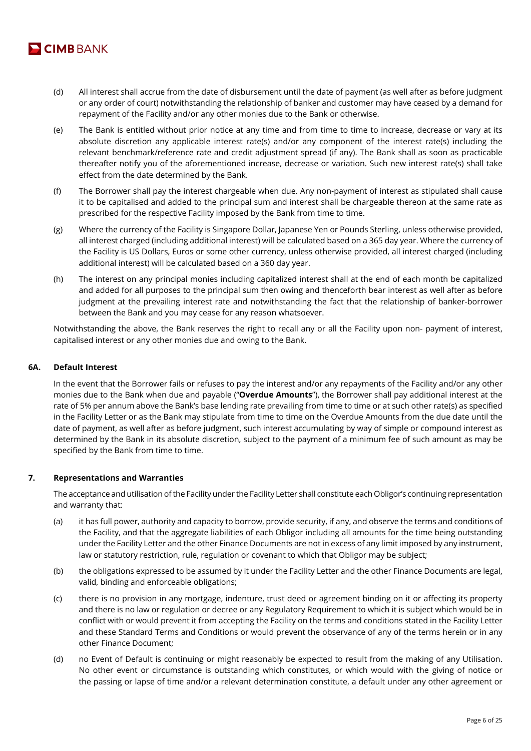(d) All interest shall accrue from the date of disbursement until the date of payment (as well after as before judgment or any order of court) notwithstanding the relationship of banker and customer may have ceased by a demand for repayment of the Facility and/or any other monies due to the Bank or otherwise.

(e) The Bank is entitled without prior notice at any time and from time to time to increase, decrease or vary at its absolute discretion any applicable interest rate(s) and/or any component of the interest rate(s) including the relevant benchmark/reference rate and credit adjustment spread (if any). The Bank shall as soon as practicable thereafter notify you of the aforementioned increase, decrease or variation. Such new interest rate(s) shall take effect from the date determined by the Bank.

(f) The Borrower shall pay the interest chargeable when due. Any non-payment of interest as stipulated shall cause it to be capitalised and added to the principal sum and interest shall be chargeable thereon at the same rate as prescribed for the respective Facility imposed by the Bank from time to time.

(g) Where the currency of the Facility is Singapore Dollar, Japanese Yen or Pounds Sterling, unless otherwise provided, all interest charged (including additional interest) will be calculated based on a 365 day year. Where the currency of the Facility is US Dollars, Euros or some other currency, unless otherwise provided, all interest charged (including additional interest) will be calculated based on a 360 day year.

(h) The interest on any principal monies including capitalized interest shall at the end of each month be capitalized and added for all purposes to the principal sum then owing and thenceforth bear interest as well after as before judgment at the prevailing interest rate and notwithstanding the fact that the relationship of banker-borrower between the Bank and you may cease for any reason whatsoever.

Notwithstanding the above, the Bank reserves the right to recall any or all the Facility upon non- payment of interest, capitalised interest or any other monies due and owing to the Bank.

### 6A. Default Interest

In the event that the Borrower fails or refuses to pay the interest and/or any repayments of the Facility and/or any other monies due to the Bank when due and payable ("**Overdue Amounts**"), the Borrower shall pay additional interest at the rate of 5% per annum above the Bank's base lending rate prevailing from time to time or at such other rate(s) as specified in the Facility Letter or as the Bank may stipulate from time to time on the Overdue Amounts from the due date until the date of payment, as well after as before judgment, such interest accumulating by way of simple or compound interest as determined by the Bank in its absolute discretion, subject to the payment of a minimum fee of such amount as may be specified by the Bank from time to time.

### 7. Representations and Warranties

The acceptance and utilisation of the Facility under the Facility Letter shall constitute each Obligor's continuing representation and warranty that:

(a) it has full power, authority and capacity to borrow, provide security, if any, and observe the terms and conditions of the Facility, and that the aggregate liabilities of each Obligor including all amounts for the time being outstanding under the Facility Letter and the other Finance Documents are not in excess of any limit imposed by any instrument, law or statutory restriction, rule, regulation or covenant to which that Obligor may be subject;

(b) the obligations expressed to be assumed by it under the Facility Letter and the other Finance Documents are legal, valid, binding and enforceable obligations;

(c) there is no provision in any mortgage, indenture, trust deed or agreement binding on it or affecting its property and there is no law or regulation or decree or any Regulatory Requirement to which it is subject which would be in conflict with or would prevent it from accepting the Facility on the terms and conditions stated in the Facility Letter and these Standard Terms and Conditions or would prevent the observance of any of the terms herein or in any other Finance Document;

(d) no Event of Default is continuing or might reasonably be expected to result from the making of any Utilisation. No other event or circumstance is outstanding which constitutes, or which would with the giving of notice or the passing or lapse of time and/or a relevant determination constitute, a default under any other agreement or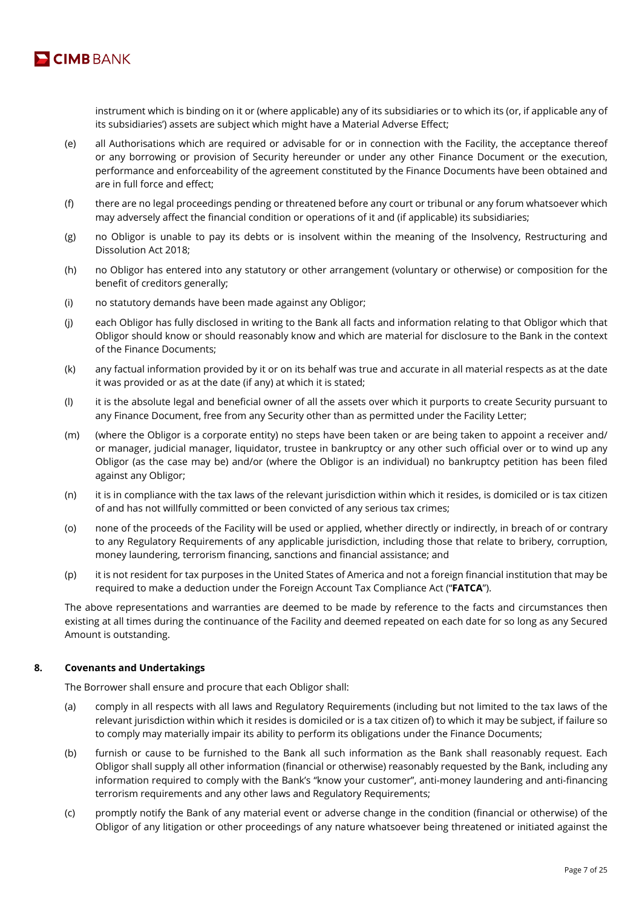instrument which is binding on it or (where applicable) any of its subsidiaries or to which its (or, if applicable any of its subsidiaries') assets are subject which might have a Material Adverse Effect;

(e) all Authorisations which are required or advisable for or in connection with the Facility, the acceptance thereof or any borrowing or provision of Security hereunder or under any other Finance Document or the execution, performance and enforceability of the agreement constituted by the Finance Documents have been obtained and are in full force and effect;

(f) there are no legal proceedings pending or threatened before any court or tribunal or any forum whatsoever which may adversely affect the financial condition or operations of it and (if applicable) its subsidiaries;

(g) no Obligor is unable to pay its debts or is insolvent within the meaning of the Insolvency, Restructuring and Dissolution Act 2018;

(h) no Obligor has entered into any statutory or other arrangement (voluntary or otherwise) or composition for the benefit of creditors generally;

(i) no statutory demands have been made against any Obligor;

(j) each Obligor has fully disclosed in writing to the Bank all facts and information relating to that Obligor which that Obligor should know or should reasonably know and which are material for disclosure to the Bank in the context of the Finance Documents;

(k) any factual information provided by it or on its behalf was true and accurate in all material respects as at the date it was provided or as at the date (if any) at which it is stated;

(l) it is the absolute legal and beneficial owner of all the assets over which it purports to create Security pursuant to any Finance Document, free from any Security other than as permitted under the Facility Letter;

(m) (where the Obligor is a corporate entity) no steps have been taken or are being taken to appoint a receiver and/ or manager, judicial manager, liquidator, trustee in bankruptcy or any other such official over or to wind up any Obligor (as the case may be) and/or (where the Obligor is an individual) no bankruptcy petition has been filed against any Obligor;

(n) it is in compliance with the tax laws of the relevant jurisdiction within which it resides, is domiciled or is tax citizen of and has not willfully committed or been convicted of any serious tax crimes;

(o) none of the proceeds of the Facility will be used or applied, whether directly or indirectly, in breach of or contrary to any Regulatory Requirements of any applicable jurisdiction, including those that relate to bribery, corruption, money laundering, terrorism financing, sanctions and financial assistance; and

(p) it is not resident for tax purposes in the United States of America and not a foreign financial institution that may be required to make a deduction under the Foreign Account Tax Compliance Act ("**FATCA**").

The above representations and warranties are deemed to be made by reference to the facts and circumstances then existing at all times during the continuance of the Facility and deemed repeated on each date for so long as any Secured Amount is outstanding.

## 8. Covenants and Undertakings

The Borrower shall ensure and procure that each Obligor shall:

(a) comply in all respects with all laws and Regulatory Requirements (including but not limited to the tax laws of the relevant jurisdiction within which it resides is domiciled or is a tax citizen of) to which it may be subject, if failure so to comply may materially impair its ability to perform its obligations under the Finance Documents;

(b) furnish or cause to be furnished to the Bank all such information as the Bank shall reasonably request. Each Obligor shall supply all other information (financial or otherwise) reasonably requested by the Bank, including any information required to comply with the Bank's "know your customer", anti-money laundering and anti-financing terrorism requirements and any other laws and Regulatory Requirements;

(c) promptly notify the Bank of any material event or adverse change in the condition (financial or otherwise) of the Obligor of any litigation or other proceedings of any nature whatsoever being threatened or initiated against the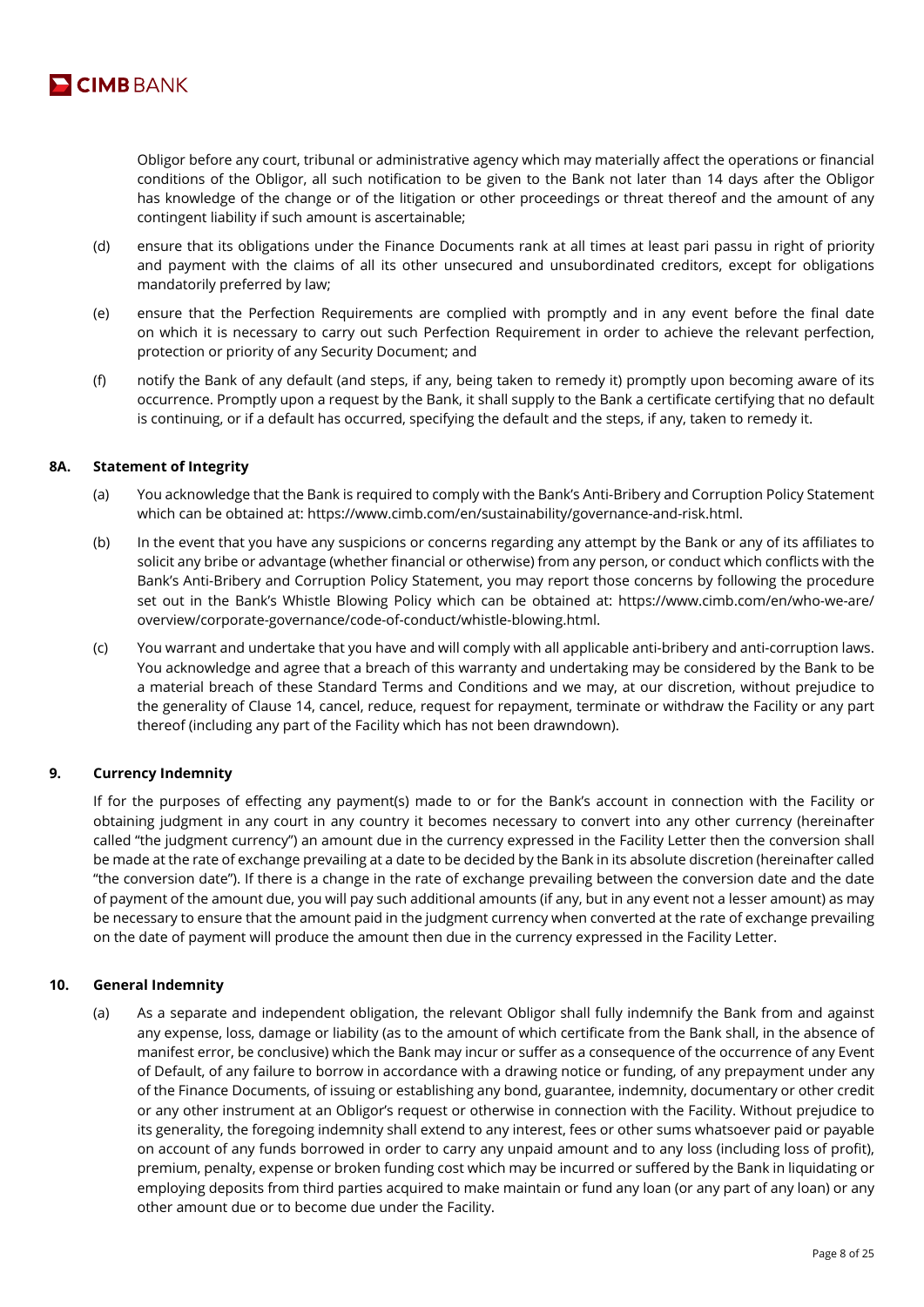Obligor before any court, tribunal or administrative agency which may materially affect the operations or financial conditions of the Obligor, all such notification to be given to the Bank not later than 14 days after the Obligor has knowledge of the change or of the litigation or other proceedings or threat thereof and the amount of any contingent liability if such amount is ascertainable;

(d) ensure that its obligations under the Finance Documents rank at all times at least pari passu in right of priority and payment with the claims of all its other unsecured and unsubordinated creditors, except for obligations mandatorily preferred by law;

(e) ensure that the Perfection Requirements are complied with promptly and in any event before the final date on which it is necessary to carry out such Perfection Requirement in order to achieve the relevant perfection, protection or priority of any Security Document; and

(f) notify the Bank of any default (and steps, if any, being taken to remedy it) promptly upon becoming aware of its occurrence. Promptly upon a request by the Bank, it shall supply to the Bank a certificate certifying that no default is continuing, or if a default has occurred, specifying the default and the steps, if any, taken to remedy it.

## 8A. Statement of Integrity

(a) You acknowledge that the Bank is required to comply with the Bank's Anti-Bribery and Corruption Policy Statement which can be obtained at: https://www.cimb.com/en/sustainability/governance-and-risk.html.

(b) In the event that you have any suspicions or concerns regarding any attempt by the Bank or any of its affiliates to solicit any bribe or advantage (whether financial or otherwise) from any person, or conduct which conflicts with the Bank's Anti-Bribery and Corruption Policy Statement, you may report those concerns by following the procedure set out in the Bank's Whistle Blowing Policy which can be obtained at: https://www.cimb.com/en/who-we-are/overview/corporate-governance/code-of-conduct/whistle-blowing.html.

(c) You warrant and undertake that you have and will comply with all applicable anti-bribery and anti-corruption laws. You acknowledge and agree that a breach of this warranty and undertaking may be considered by the Bank to be a material breach of these Standard Terms and Conditions and we may, at our discretion, without prejudice to the generality of Clause 14, cancel, reduce, request for repayment, terminate or withdraw the Facility or any part thereof (including any part of the Facility which has not been drawndown).

## 9. Currency Indemnity

If for the purposes of effecting any payment(s) made to or for the Bank's account in connection with the Facility or obtaining judgment in any court in any country it becomes necessary to convert into any other currency (hereinafter called "the judgment currency") an amount due in the currency expressed in the Facility Letter then the conversion shall be made at the rate of exchange prevailing at a date to be decided by the Bank in its absolute discretion (hereinafter called "the conversion date"). If there is a change in the rate of exchange prevailing between the conversion date and the date of payment of the amount due, you will pay such additional amounts (if any, but in any event not a lesser amount) as may be necessary to ensure that the amount paid in the judgment currency when converted at the rate of exchange prevailing on the date of payment will produce the amount then due in the currency expressed in the Facility Letter.

## 10. General Indemnity

(a) As a separate and independent obligation, the relevant Obligor shall fully indemnify the Bank from and against any expense, loss, damage or liability (as to the amount of which certificate from the Bank shall, in the absence of manifest error, be conclusive) which the Bank may incur or suffer as a consequence of the occurrence of any Event of Default, of any failure to borrow in accordance with a drawing notice or funding, of any prepayment under any of the Finance Documents, of issuing or establishing any bond, guarantee, indemnity, documentary or other credit or any other instrument at an Obligor's request or otherwise in connection with the Facility. Without prejudice to its generality, the foregoing indemnity shall extend to any interest, fees or other sums whatsoever paid or payable on account of any funds borrowed in order to carry any unpaid amount and to any loss (including loss of profit), premium, penalty, expense or broken funding cost which may be incurred or suffered by the Bank in liquidating or employing deposits from third parties acquired to make maintain or fund any loan (or any part of any loan) or any other amount due or to become due under the Facility.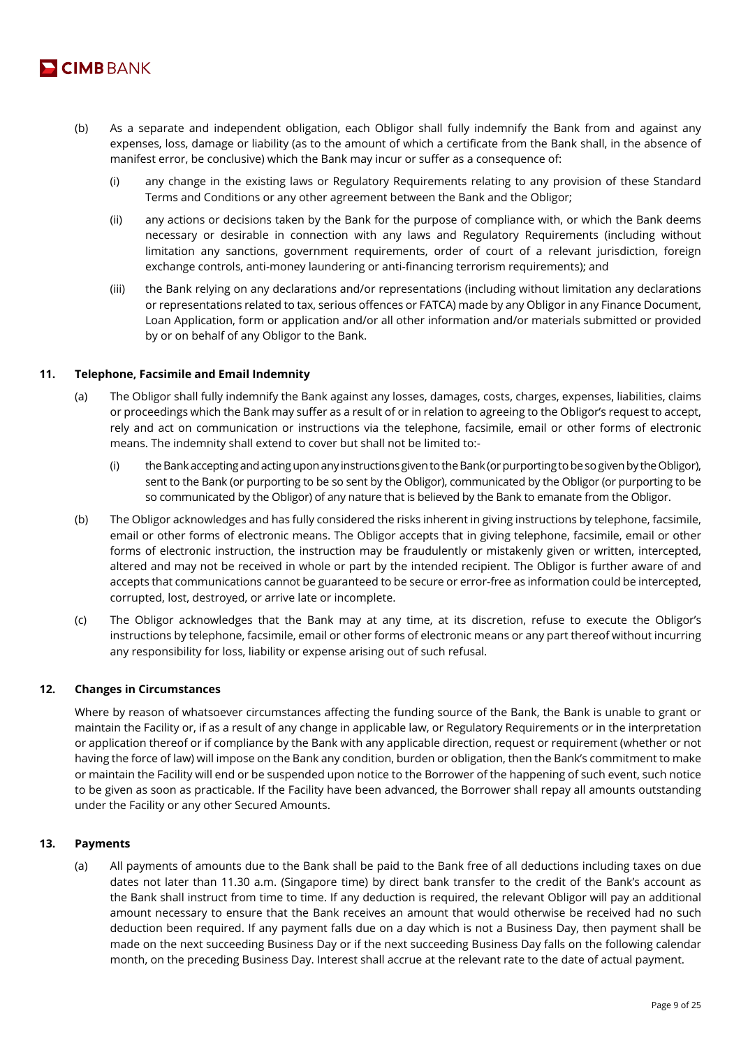(b) As a separate and independent obligation, each Obligor shall fully indemnify the Bank from and against any expenses, loss, damage or liability (as to the amount of which a certificate from the Bank shall, in the absence of manifest error, be conclusive) which the Bank may incur or suffer as a consequence of:

  (i) any change in the existing laws or Regulatory Requirements relating to any provision of these Standard Terms and Conditions or any other agreement between the Bank and the Obligor;

  (ii) any actions or decisions taken by the Bank for the purpose of compliance with, or which the Bank deems necessary or desirable in connection with any laws and Regulatory Requirements (including without limitation any sanctions, government requirements, order of court of a relevant jurisdiction, foreign exchange controls, anti-money laundering or anti-financing terrorism requirements); and

  (iii) the Bank relying on any declarations and/or representations (including without limitation any declarations or representations related to tax, serious offences or FATCA) made by any Obligor in any Finance Document, Loan Application, form or application and/or all other information and/or materials submitted or provided by or on behalf of any Obligor to the Bank.

## 11. Telephone, Facsimile and Email Indemnity

(a) The Obligor shall fully indemnify the Bank against any losses, damages, costs, charges, expenses, liabilities, claims or proceedings which the Bank may suffer as a result of or in relation to agreeing to the Obligor's request to accept, rely and act on communication or instructions via the telephone, facsimile, email or other forms of electronic means. The indemnity shall extend to cover but shall not be limited to:-

  (i) the Bank accepting and acting upon any instructions given to the Bank (or purporting to be so given by the Obligor), sent to the Bank (or purporting to be so sent by the Obligor), communicated by the Obligor (or purporting to be so communicated by the Obligor) of any nature that is believed by the Bank to emanate from the Obligor.

(b) The Obligor acknowledges and has fully considered the risks inherent in giving instructions by telephone, facsimile, email or other forms of electronic means. The Obligor accepts that in giving telephone, facsimile, email or other forms of electronic instruction, the instruction may be fraudulently or mistakenly given or written, intercepted, altered and may not be received in whole or part by the intended recipient. The Obligor is further aware of and accepts that communications cannot be guaranteed to be secure or error-free as information could be intercepted, corrupted, lost, destroyed, or arrive late or incomplete.

(c) The Obligor acknowledges that the Bank may at any time, at its discretion, refuse to execute the Obligor's instructions by telephone, facsimile, email or other forms of electronic means or any part thereof without incurring any responsibility for loss, liability or expense arising out of such refusal.

## 12. Changes in Circumstances

Where by reason of whatsoever circumstances affecting the funding source of the Bank, the Bank is unable to grant or maintain the Facility or, if as a result of any change in applicable law, or Regulatory Requirements or in the interpretation or application thereof or if compliance by the Bank with any applicable direction, request or requirement (whether or not having the force of law) will impose on the Bank any condition, burden or obligation, then the Bank's commitment to make or maintain the Facility will end or be suspended upon notice to the Borrower of the happening of such event, such notice to be given as soon as practicable. If the Facility have been advanced, the Borrower shall repay all amounts outstanding under the Facility or any other Secured Amounts.

## 13. Payments

(a) All payments of amounts due to the Bank shall be paid to the Bank free of all deductions including taxes on due dates not later than 11.30 a.m. (Singapore time) by direct bank transfer to the credit of the Bank's account as the Bank shall instruct from time to time. If any deduction is required, the relevant Obligor will pay an additional amount necessary to ensure that the Bank receives an amount that would otherwise be received had no such deduction been required. If any payment falls due on a day which is not a Business Day, then payment shall be made on the next succeeding Business Day or if the next succeeding Business Day falls on the following calendar month, on the preceding Business Day. Interest shall accrue at the relevant rate to the date of actual payment.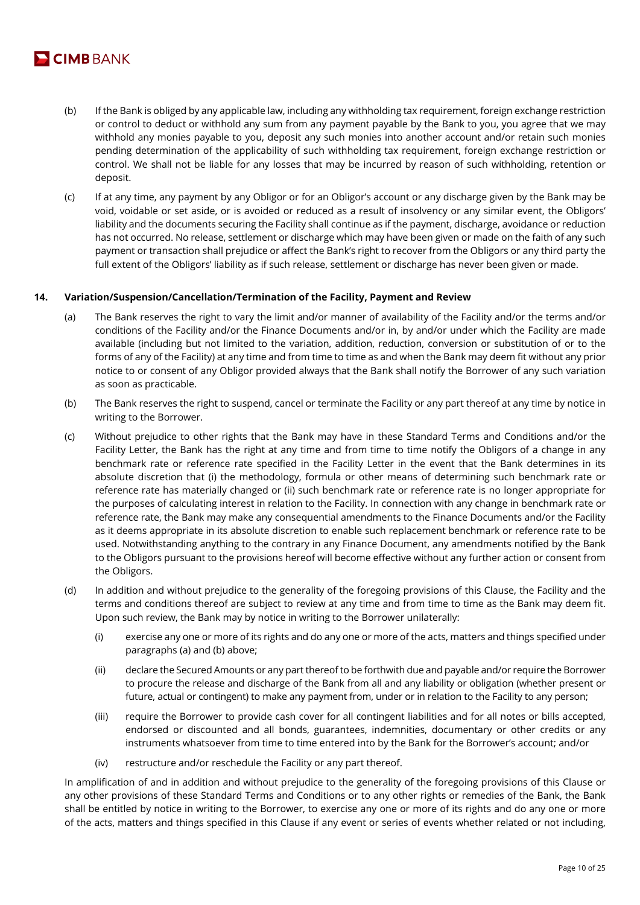(b) If the Bank is obliged by any applicable law, including any withholding tax requirement, foreign exchange restriction or control to deduct or withhold any sum from any payment payable by the Bank to you, you agree that we may withhold any monies payable to you, deposit any such monies into another account and/or retain such monies pending determination of the applicability of such withholding tax requirement, foreign exchange restriction or control. We shall not be liable for any losses that may be incurred by reason of such withholding, retention or deposit.

(c) If at any time, any payment by any Obligor or for an Obligor's account or any discharge given by the Bank may be void, voidable or set aside, or is avoided or reduced as a result of insolvency or any similar event, the Obligors' liability and the documents securing the Facility shall continue as if the payment, discharge, avoidance or reduction has not occurred. No release, settlement or discharge which may have been given or made on the faith of any such payment or transaction shall prejudice or affect the Bank's right to recover from the Obligors or any third party the full extent of the Obligors' liability as if such release, settlement or discharge has never been given or made.

**14. Variation/Suspension/Cancellation/Termination of the Facility, Payment and Review**

(a) The Bank reserves the right to vary the limit and/or manner of availability of the Facility and/or the terms and/or conditions of the Facility and/or the Finance Documents and/or in, by and/or under which the Facility are made available (including but not limited to the variation, addition, reduction, conversion or substitution of or to the forms of any of the Facility) at any time and from time to time as and when the Bank may deem fit without any prior notice to or consent of any Obligor provided always that the Bank shall notify the Borrower of any such variation as soon as practicable.

(b) The Bank reserves the right to suspend, cancel or terminate the Facility or any part thereof at any time by notice in writing to the Borrower.

(c) Without prejudice to other rights that the Bank may have in these Standard Terms and Conditions and/or the Facility Letter, the Bank has the right at any time and from time to time notify the Obligors of a change in any benchmark rate or reference rate specified in the Facility Letter in the event that the Bank determines in its absolute discretion that (i) the methodology, formula or other means of determining such benchmark rate or reference rate has materially changed or (ii) such benchmark rate or reference rate is no longer appropriate for the purposes of calculating interest in relation to the Facility. In connection with any change in benchmark rate or reference rate, the Bank may make any consequential amendments to the Finance Documents and/or the Facility as it deems appropriate in its absolute discretion to enable such replacement benchmark or reference rate to be used. Notwithstanding anything to the contrary in any Finance Document, any amendments notified by the Bank to the Obligors pursuant to the provisions hereof will become effective without any further action or consent from the Obligors.

(d) In addition and without prejudice to the generality of the foregoing provisions of this Clause, the Facility and the terms and conditions thereof are subject to review at any time and from time to time as the Bank may deem fit. Upon such review, the Bank may by notice in writing to the Borrower unilaterally:

  (i) exercise any one or more of its rights and do any one or more of the acts, matters and things specified under paragraphs (a) and (b) above;

  (ii) declare the Secured Amounts or any part thereof to be forthwith due and payable and/or require the Borrower to procure the release and discharge of the Bank from all and any liability or obligation (whether present or future, actual or contingent) to make any payment from, under or in relation to the Facility to any person;

  (iii) require the Borrower to provide cash cover for all contingent liabilities and for all notes or bills accepted, endorsed or discounted and all bonds, guarantees, indemnities, documentary or other credits or any instruments whatsoever from time to time entered into by the Bank for the Borrower's account; and/or

  (iv) restructure and/or reschedule the Facility or any part thereof.

In amplification of and in addition and without prejudice to the generality of the foregoing provisions of this Clause or any other provisions of these Standard Terms and Conditions or to any other rights or remedies of the Bank, the Bank shall be entitled by notice in writing to the Borrower, to exercise any one or more of its rights and do any one or more of the acts, matters and things specified in this Clause if any event or series of events whether related or not including,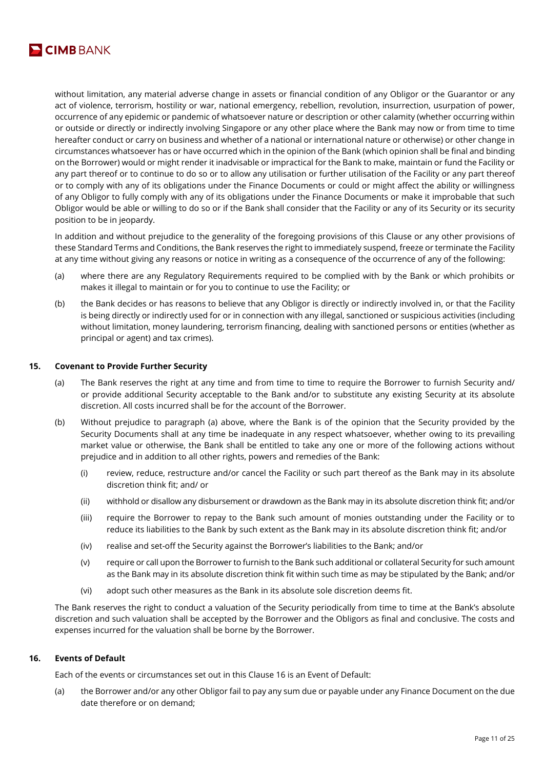without limitation, any material adverse change in assets or financial condition of any Obligor or the Guarantor or any act of violence, terrorism, hostility or war, national emergency, rebellion, revolution, insurrection, usurpation of power, occurrence of any epidemic or pandemic of whatsoever nature or description or other calamity (whether occurring within or outside or directly or indirectly involving Singapore or any other place where the Bank may now or from time to time hereafter conduct or carry on business and whether of a national or international nature or otherwise) or other change in circumstances whatsoever has or have occurred which in the opinion of the Bank (which opinion shall be final and binding on the Borrower) would or might render it inadvisable or impractical for the Bank to make, maintain or fund the Facility or any part thereof or to continue to do so or to allow any utilisation or further utilisation of the Facility or any part thereof or to comply with any of its obligations under the Finance Documents or could or might affect the ability or willingness of any Obligor to fully comply with any of its obligations under the Finance Documents or make it improbable that such Obligor would be able or willing to do so or if the Bank shall consider that the Facility or any of its Security or its security position to be in jeopardy.

In addition and without prejudice to the generality of the foregoing provisions of this Clause or any other provisions of these Standard Terms and Conditions, the Bank reserves the right to immediately suspend, freeze or terminate the Facility at any time without giving any reasons or notice in writing as a consequence of the occurrence of any of the following:

(a) where there are any Regulatory Requirements required to be complied with by the Bank or which prohibits or makes it illegal to maintain or for you to continue to use the Facility; or

(b) the Bank decides or has reasons to believe that any Obligor is directly or indirectly involved in, or that the Facility is being directly or indirectly used for or in connection with any illegal, sanctioned or suspicious activities (including without limitation, money laundering, terrorism financing, dealing with sanctioned persons or entities (whether as principal or agent) and tax crimes).

## 15. Covenant to Provide Further Security

(a) The Bank reserves the right at any time and from time to time to require the Borrower to furnish Security and/ or provide additional Security acceptable to the Bank and/or to substitute any existing Security at its absolute discretion. All costs incurred shall be for the account of the Borrower.

(b) Without prejudice to paragraph (a) above, where the Bank is of the opinion that the Security provided by the Security Documents shall at any time be inadequate in any respect whatsoever, whether owing to its prevailing market value or otherwise, the Bank shall be entitled to take any one or more of the following actions without prejudice and in addition to all other rights, powers and remedies of the Bank:

   (i) review, reduce, restructure and/or cancel the Facility or such part thereof as the Bank may in its absolute discretion think fit; and/ or

   (ii) withhold or disallow any disbursement or drawdown as the Bank may in its absolute discretion think fit; and/or

   (iii) require the Borrower to repay to the Bank such amount of monies outstanding under the Facility or to reduce its liabilities to the Bank by such extent as the Bank may in its absolute discretion think fit; and/or

   (iv) realise and set-off the Security against the Borrower's liabilities to the Bank; and/or

   (v) require or call upon the Borrower to furnish to the Bank such additional or collateral Security for such amount as the Bank may in its absolute discretion think fit within such time as may be stipulated by the Bank; and/or

   (vi) adopt such other measures as the Bank in its absolute sole discretion deems fit.

The Bank reserves the right to conduct a valuation of the Security periodically from time to time at the Bank's absolute discretion and such valuation shall be accepted by the Borrower and the Obligors as final and conclusive. The costs and expenses incurred for the valuation shall be borne by the Borrower.

## 16. Events of Default

Each of the events or circumstances set out in this Clause 16 is an Event of Default:

(a) the Borrower and/or any other Obligor fail to pay any sum due or payable under any Finance Document on the due date therefore or on demand;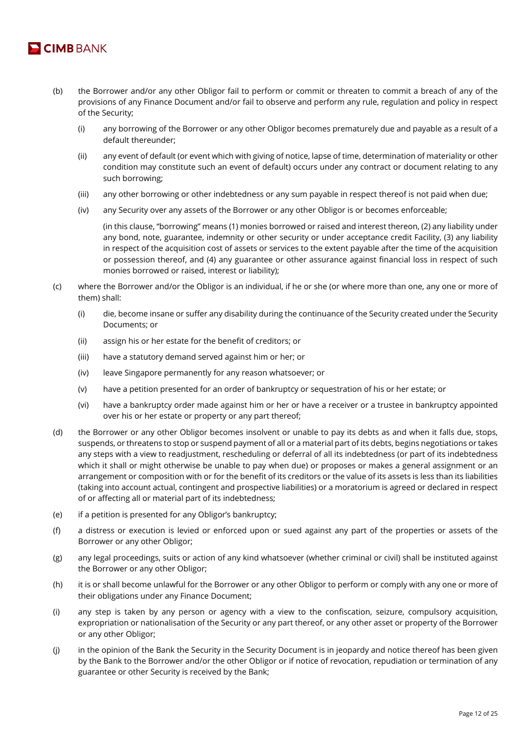(b) the Borrower and/or any other Obligor fail to perform or commit or threaten to commit a breach of any of the provisions of any Finance Document and/or fail to observe and perform any rule, regulation and policy in respect of the Security;

   (i) any borrowing of the Borrower or any other Obligor becomes prematurely due and payable as a result of a default thereunder;

   (ii) any event of default (or event which with giving of notice, lapse of time, determination of materiality or other condition may constitute such an event of default) occurs under any contract or document relating to any such borrowing;

   (iii) any other borrowing or other indebtedness or any sum payable in respect thereof is not paid when due;

   (iv) any Security over any assets of the Borrower or any other Obligor is or becomes enforceable;

   (in this clause, "borrowing" means (1) monies borrowed or raised and interest thereon, (2) any liability under any bond, note, guarantee, indemnity or other security or under acceptance credit Facility, (3) any liability in respect of the acquisition cost of assets or services to the extent payable after the time of the acquisition or possession thereof, and (4) any guarantee or other assurance against financial loss in respect of such monies borrowed or raised, interest or liability);

(c) where the Borrower and/or the Obligor is an individual, if he or she (or where more than one, any one or more of them) shall:

   (i) die, become insane or suffer any disability during the continuance of the Security created under the Security Documents; or

   (ii) assign his or her estate for the benefit of creditors; or

   (iii) have a statutory demand served against him or her; or

   (iv) leave Singapore permanently for any reason whatsoever; or

   (v) have a petition presented for an order of bankruptcy or sequestration of his or her estate; or

   (vi) have a bankruptcy order made against him or her or have a receiver or a trustee in bankruptcy appointed over his or her estate or property or any part thereof;

(d) the Borrower or any other Obligor becomes insolvent or unable to pay its debts as and when it falls due, stops, suspends, or threatens to stop or suspend payment of all or a material part of its debts, begins negotiations or takes any steps with a view to readjustment, rescheduling or deferral of all its indebtedness (or part of its indebtedness which it shall or might otherwise be unable to pay when due) or proposes or makes a general assignment or an arrangement or composition with or for the benefit of its creditors or the value of its assets is less than its liabilities (taking into account actual, contingent and prospective liabilities) or a moratorium is agreed or declared in respect of or affecting all or material part of its indebtedness;

(e) if a petition is presented for any Obligor's bankruptcy;

(f) a distress or execution is levied or enforced upon or sued against any part of the properties or assets of the Borrower or any other Obligor;

(g) any legal proceedings, suits or action of any kind whatsoever (whether criminal or civil) shall be instituted against the Borrower or any other Obligor;

(h) it is or shall become unlawful for the Borrower or any other Obligor to perform or comply with any one or more of their obligations under any Finance Document;

(i) any step is taken by any person or agency with a view to the confiscation, seizure, compulsory acquisition, expropriation or nationalisation of the Security or any part thereof, or any other asset or property of the Borrower or any other Obligor;

(j) in the opinion of the Bank the Security in the Security Document is in jeopardy and notice thereof has been given by the Bank to the Borrower and/or the other Obligor or if notice of revocation, repudiation or termination of any guarantee or other Security is received by the Bank;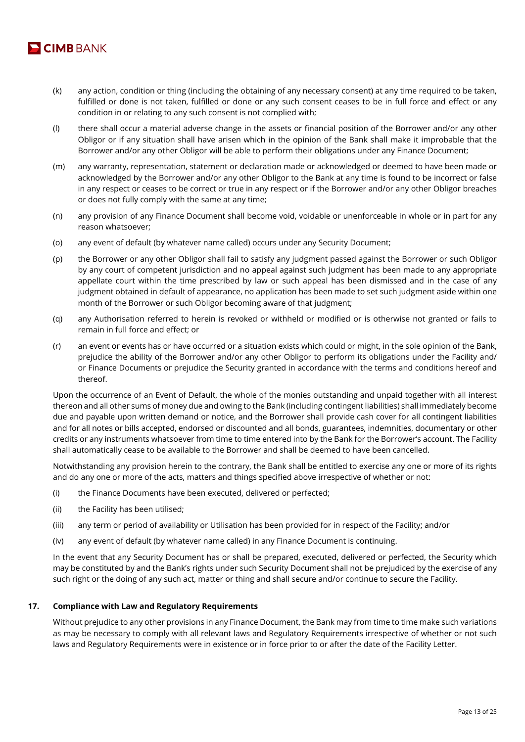(k) any action, condition or thing (including the obtaining of any necessary consent) at any time required to be taken, fulfilled or done is not taken, fulfilled or done or any such consent ceases to be in full force and effect or any condition in or relating to any such consent is not complied with;

(l) there shall occur a material adverse change in the assets or financial position of the Borrower and/or any other Obligor or if any situation shall have arisen which in the opinion of the Bank shall make it improbable that the Borrower and/or any other Obligor will be able to perform their obligations under any Finance Document;

(m) any warranty, representation, statement or declaration made or acknowledged or deemed to have been made or acknowledged by the Borrower and/or any other Obligor to the Bank at any time is found to be incorrect or false in any respect or ceases to be correct or true in any respect or if the Borrower and/or any other Obligor breaches or does not fully comply with the same at any time;

(n) any provision of any Finance Document shall become void, voidable or unenforceable in whole or in part for any reason whatsoever;

(o) any event of default (by whatever name called) occurs under any Security Document;

(p) the Borrower or any other Obligor shall fail to satisfy any judgment passed against the Borrower or such Obligor by any court of competent jurisdiction and no appeal against such judgment has been made to any appropriate appellate court within the time prescribed by law or such appeal has been dismissed and in the case of any judgment obtained in default of appearance, no application has been made to set such judgment aside within one month of the Borrower or such Obligor becoming aware of that judgment;

(q) any Authorisation referred to herein is revoked or withheld or modified or is otherwise not granted or fails to remain in full force and effect; or

(r) an event or events has or have occurred or a situation exists which could or might, in the sole opinion of the Bank, prejudice the ability of the Borrower and/or any other Obligor to perform its obligations under the Facility and/ or Finance Documents or prejudice the Security granted in accordance with the terms and conditions hereof and thereof.

Upon the occurrence of an Event of Default, the whole of the monies outstanding and unpaid together with all interest thereon and all other sums of money due and owing to the Bank (including contingent liabilities) shall immediately become due and payable upon written demand or notice, and the Borrower shall provide cash cover for all contingent liabilities and for all notes or bills accepted, endorsed or discounted and all bonds, guarantees, indemnities, documentary or other credits or any instruments whatsoever from time to time entered into by the Bank for the Borrower's account. The Facility shall automatically cease to be available to the Borrower and shall be deemed to have been cancelled.

Notwithstanding any provision herein to the contrary, the Bank shall be entitled to exercise any one or more of its rights and do any one or more of the acts, matters and things specified above irrespective of whether or not:

(i) the Finance Documents have been executed, delivered or perfected;

(ii) the Facility has been utilised;

(iii) any term or period of availability or Utilisation has been provided for in respect of the Facility; and/or

(iv) any event of default (by whatever name called) in any Finance Document is continuing.

In the event that any Security Document has or shall be prepared, executed, delivered or perfected, the Security which may be constituted by and the Bank's rights under such Security Document shall not be prejudiced by the exercise of any such right or the doing of any such act, matter or thing and shall secure and/or continue to secure the Facility.

## 17. Compliance with Law and Regulatory Requirements

Without prejudice to any other provisions in any Finance Document, the Bank may from time to time make such variations as may be necessary to comply with all relevant laws and Regulatory Requirements irrespective of whether or not such laws and Regulatory Requirements were in existence or in force prior to or after the date of the Facility Letter.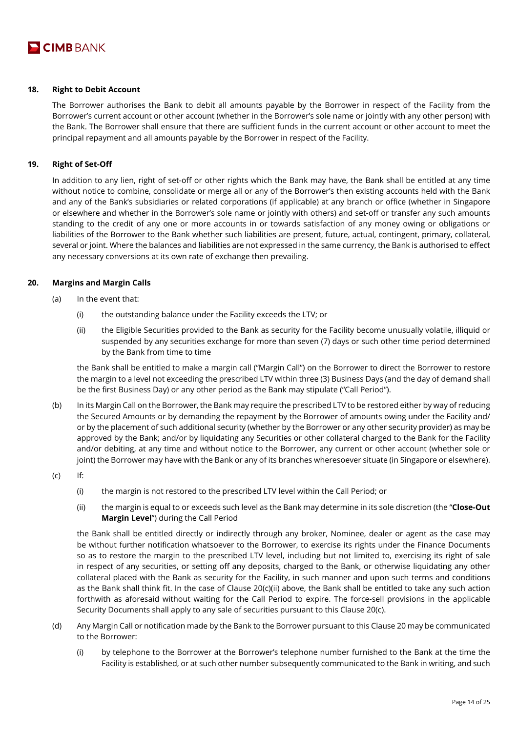## 18. Right to Debit Account

The Borrower authorises the Bank to debit all amounts payable by the Borrower in respect of the Facility from the Borrower's current account or other account (whether in the Borrower's sole name or jointly with any other person) with the Bank. The Borrower shall ensure that there are sufficient funds in the current account or other account to meet the principal repayment and all amounts payable by the Borrower in respect of the Facility.

## 19. Right of Set-Off

In addition to any lien, right of set-off or other rights which the Bank may have, the Bank shall be entitled at any time without notice to combine, consolidate or merge all or any of the Borrower's then existing accounts held with the Bank and any of the Bank's subsidiaries or related corporations (if applicable) at any branch or office (whether in Singapore or elsewhere and whether in the Borrower's sole name or jointly with others) and set-off or transfer any such amounts standing to the credit of any one or more accounts in or towards satisfaction of any money owing or obligations or liabilities of the Borrower to the Bank whether such liabilities are present, future, actual, contingent, primary, collateral, several or joint. Where the balances and liabilities are not expressed in the same currency, the Bank is authorised to effect any necessary conversions at its own rate of exchange then prevailing.

## 20. Margins and Margin Calls

(a) In the event that:

(i) the outstanding balance under the Facility exceeds the LTV; or

(ii) the Eligible Securities provided to the Bank as security for the Facility become unusually volatile, illiquid or suspended by any securities exchange for more than seven (7) days or such other time period determined by the Bank from time to time

the Bank shall be entitled to make a margin call ("Margin Call") on the Borrower to direct the Borrower to restore the margin to a level not exceeding the prescribed LTV within three (3) Business Days (and the day of demand shall be the first Business Day) or any other period as the Bank may stipulate ("Call Period").

(b) In its Margin Call on the Borrower, the Bank may require the prescribed LTV to be restored either by way of reducing the Secured Amounts or by demanding the repayment by the Borrower of amounts owing under the Facility and/or by the placement of such additional security (whether by the Borrower or any other security provider) as may be approved by the Bank; and/or by liquidating any Securities or other collateral charged to the Bank for the Facility and/or debiting, at any time and without notice to the Borrower, any current or other account (whether sole or joint) the Borrower may have with the Bank or any of its branches wheresoever situate (in Singapore or elsewhere).

(c) If:

(i) the margin is not restored to the prescribed LTV level within the Call Period; or

(ii) the margin is equal to or exceeds such level as the Bank may determine in its sole discretion (the "**Close-Out Margin Level**") during the Call Period

the Bank shall be entitled directly or indirectly through any broker, Nominee, dealer or agent as the case may be without further notification whatsoever to the Borrower, to exercise its rights under the Finance Documents so as to restore the margin to the prescribed LTV level, including but not limited to, exercising its right of sale in respect of any securities, or setting off any deposits, charged to the Bank, or otherwise liquidating any other collateral placed with the Bank as security for the Facility, in such manner and upon such terms and conditions as the Bank shall think fit. In the case of Clause 20(c)(ii) above, the Bank shall be entitled to take any such action forthwith as aforesaid without waiting for the Call Period to expire. The force-sell provisions in the applicable Security Documents shall apply to any sale of securities pursuant to this Clause 20(c).

(d) Any Margin Call or notification made by the Bank to the Borrower pursuant to this Clause 20 may be communicated to the Borrower:

(i) by telephone to the Borrower at the Borrower's telephone number furnished to the Bank at the time the Facility is established, or at such other number subsequently communicated to the Bank in writing, and such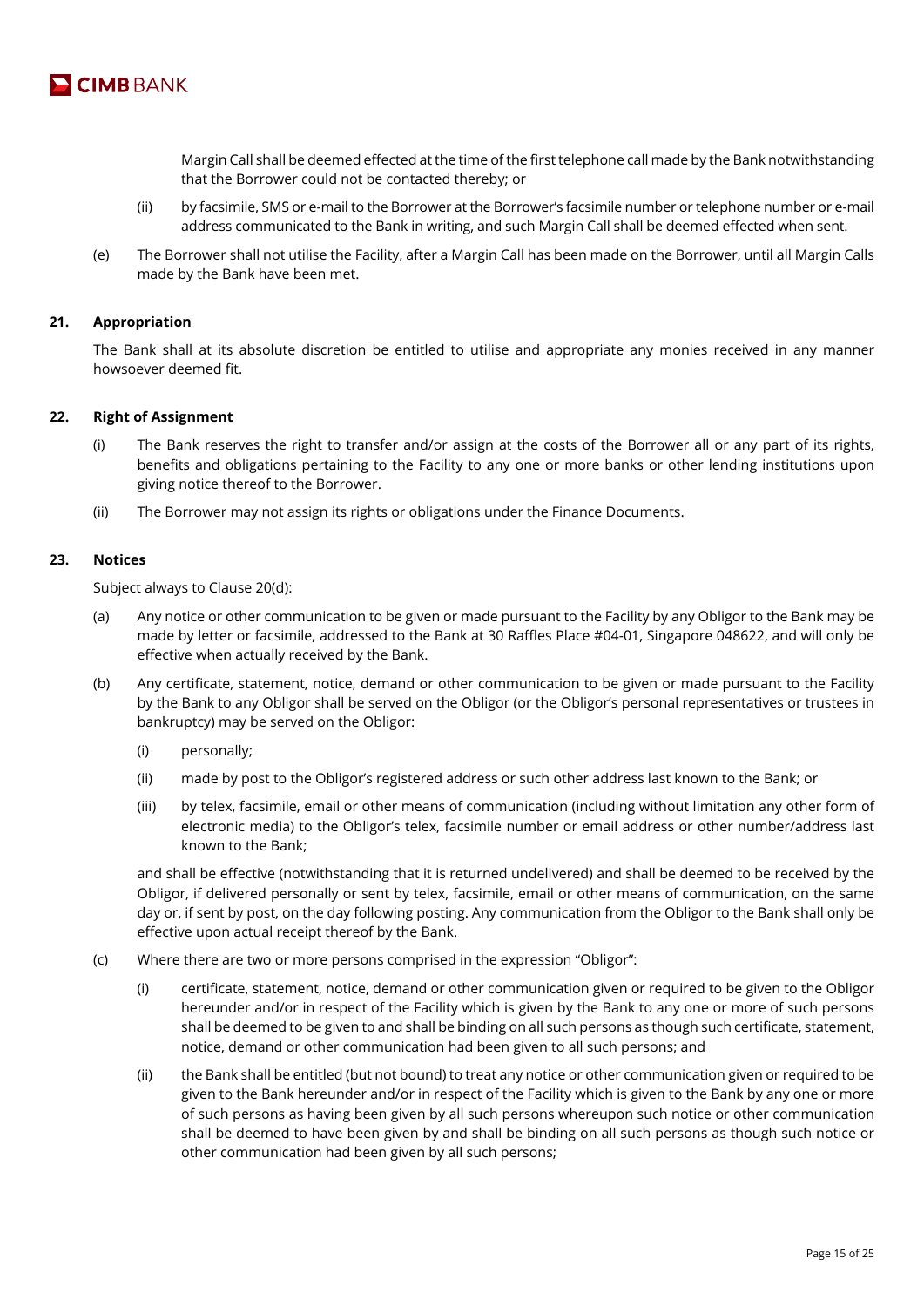Margin Call shall be deemed effected at the time of the first telephone call made by the Bank notwithstanding that the Borrower could not be contacted thereby; or

(ii) by facsimile, SMS or e-mail to the Borrower at the Borrower's facsimile number or telephone number or e-mail address communicated to the Bank in writing, and such Margin Call shall be deemed effected when sent.

(e) The Borrower shall not utilise the Facility, after a Margin Call has been made on the Borrower, until all Margin Calls made by the Bank have been met.

## 21. Appropriation

The Bank shall at its absolute discretion be entitled to utilise and appropriate any monies received in any manner howsoever deemed fit.

## 22. Right of Assignment

(i) The Bank reserves the right to transfer and/or assign at the costs of the Borrower all or any part of its rights, benefits and obligations pertaining to the Facility to any one or more banks or other lending institutions upon giving notice thereof to the Borrower.

(ii) The Borrower may not assign its rights or obligations under the Finance Documents.

## 23. Notices

Subject always to Clause 20(d):

(a) Any notice or other communication to be given or made pursuant to the Facility by any Obligor to the Bank may be made by letter or facsimile, addressed to the Bank at 30 Raffles Place #04-01, Singapore 048622, and will only be effective when actually received by the Bank.

(b) Any certificate, statement, notice, demand or other communication to be given or made pursuant to the Facility by the Bank to any Obligor shall be served on the Obligor (or the Obligor's personal representatives or trustees in bankruptcy) may be served on the Obligor:

  (i) personally;

  (ii) made by post to the Obligor's registered address or such other address last known to the Bank; or

  (iii) by telex, facsimile, email or other means of communication (including without limitation any other form of electronic media) to the Obligor's telex, facsimile number or email address or other number/address last known to the Bank;

and shall be effective (notwithstanding that it is returned undelivered) and shall be deemed to be received by the Obligor, if delivered personally or sent by telex, facsimile, email or other means of communication, on the same day or, if sent by post, on the day following posting. Any communication from the Obligor to the Bank shall only be effective upon actual receipt thereof by the Bank.

(c) Where there are two or more persons comprised in the expression "Obligor":

  (i) certificate, statement, notice, demand or other communication given or required to be given to the Obligor hereunder and/or in respect of the Facility which is given by the Bank to any one or more of such persons shall be deemed to be given to and shall be binding on all such persons as though such certificate, statement, notice, demand or other communication had been given to all such persons; and

  (ii) the Bank shall be entitled (but not bound) to treat any notice or other communication given or required to be given to the Bank hereunder and/or in respect of the Facility which is given to the Bank by any one or more of such persons as having been given by all such persons whereupon such notice or other communication shall be deemed to have been given by and shall be binding on all such persons as though such notice or other communication had been given by all such persons;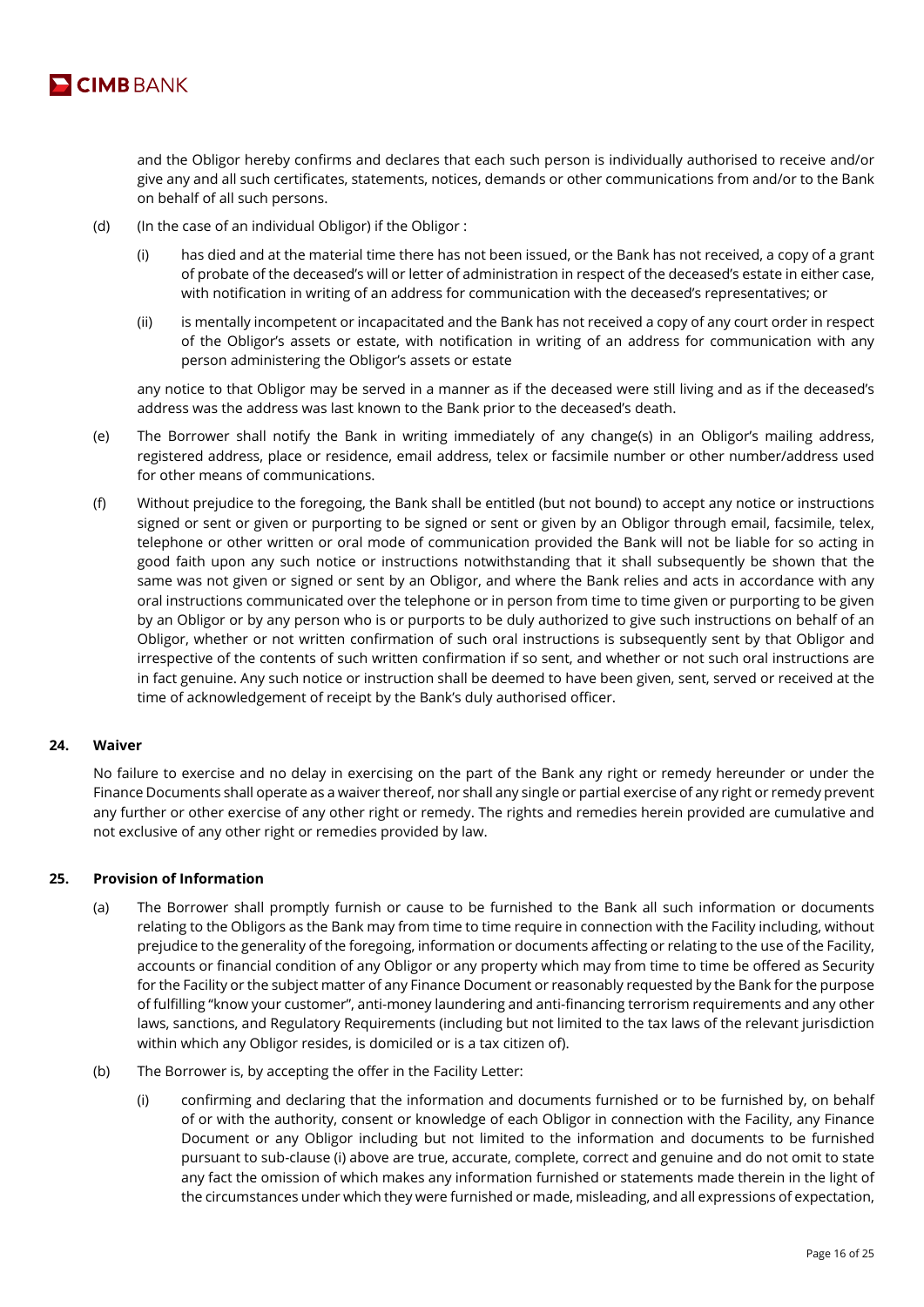and the Obligor hereby confirms and declares that each such person is individually authorised to receive and/or give any and all such certificates, statements, notices, demands or other communications from and/or to the Bank on behalf of all such persons.

(d) (In the case of an individual Obligor) if the Obligor :

(i) has died and at the material time there has not been issued, or the Bank has not received, a copy of a grant of probate of the deceased's will or letter of administration in respect of the deceased's estate in either case, with notification in writing of an address for communication with the deceased's representatives; or

(ii) is mentally incompetent or incapacitated and the Bank has not received a copy of any court order in respect of the Obligor's assets or estate, with notification in writing of an address for communication with any person administering the Obligor's assets or estate

any notice to that Obligor may be served in a manner as if the deceased were still living and as if the deceased's address was the address was last known to the Bank prior to the deceased's death.

(e) The Borrower shall notify the Bank in writing immediately of any change(s) in an Obligor's mailing address, registered address, place or residence, email address, telex or facsimile number or other number/address used for other means of communications.

(f) Without prejudice to the foregoing, the Bank shall be entitled (but not bound) to accept any notice or instructions signed or sent or given or purporting to be signed or sent or given by an Obligor through email, facsimile, telex, telephone or other written or oral mode of communication provided the Bank will not be liable for so acting in good faith upon any such notice or instructions notwithstanding that it shall subsequently be shown that the same was not given or signed or sent by an Obligor, and where the Bank relies and acts in accordance with any oral instructions communicated over the telephone or in person from time to time given or purporting to be given by an Obligor or by any person who is or purports to be duly authorized to give such instructions on behalf of an Obligor, whether or not written confirmation of such oral instructions is subsequently sent by that Obligor and irrespective of the contents of such written confirmation if so sent, and whether or not such oral instructions are in fact genuine. Any such notice or instruction shall be deemed to have been given, sent, served or received at the time of acknowledgement of receipt by the Bank's duly authorised officer.

## 24. Waiver

No failure to exercise and no delay in exercising on the part of the Bank any right or remedy hereunder or under the Finance Documents shall operate as a waiver thereof, nor shall any single or partial exercise of any right or remedy prevent any further or other exercise of any other right or remedy. The rights and remedies herein provided are cumulative and not exclusive of any other right or remedies provided by law.

## 25. Provision of Information

(a) The Borrower shall promptly furnish or cause to be furnished to the Bank all such information or documents relating to the Obligors as the Bank may from time to time require in connection with the Facility including, without prejudice to the generality of the foregoing, information or documents affecting or relating to the use of the Facility, accounts or financial condition of any Obligor or any property which may from time to time be offered as Security for the Facility or the subject matter of any Finance Document or reasonably requested by the Bank for the purpose of fulfilling "know your customer", anti-money laundering and anti-financing terrorism requirements and any other laws, sanctions, and Regulatory Requirements (including but not limited to the tax laws of the relevant jurisdiction within which any Obligor resides, is domiciled or is a tax citizen of).

(b) The Borrower is, by accepting the offer in the Facility Letter:

(i) confirming and declaring that the information and documents furnished or to be furnished by, on behalf of or with the authority, consent or knowledge of each Obligor in connection with the Facility, any Finance Document or any Obligor including but not limited to the information and documents to be furnished pursuant to sub-clause (i) above are true, accurate, complete, correct and genuine and do not omit to state any fact the omission of which makes any information furnished or statements made therein in the light of the circumstances under which they were furnished or made, misleading, and all expressions of expectation,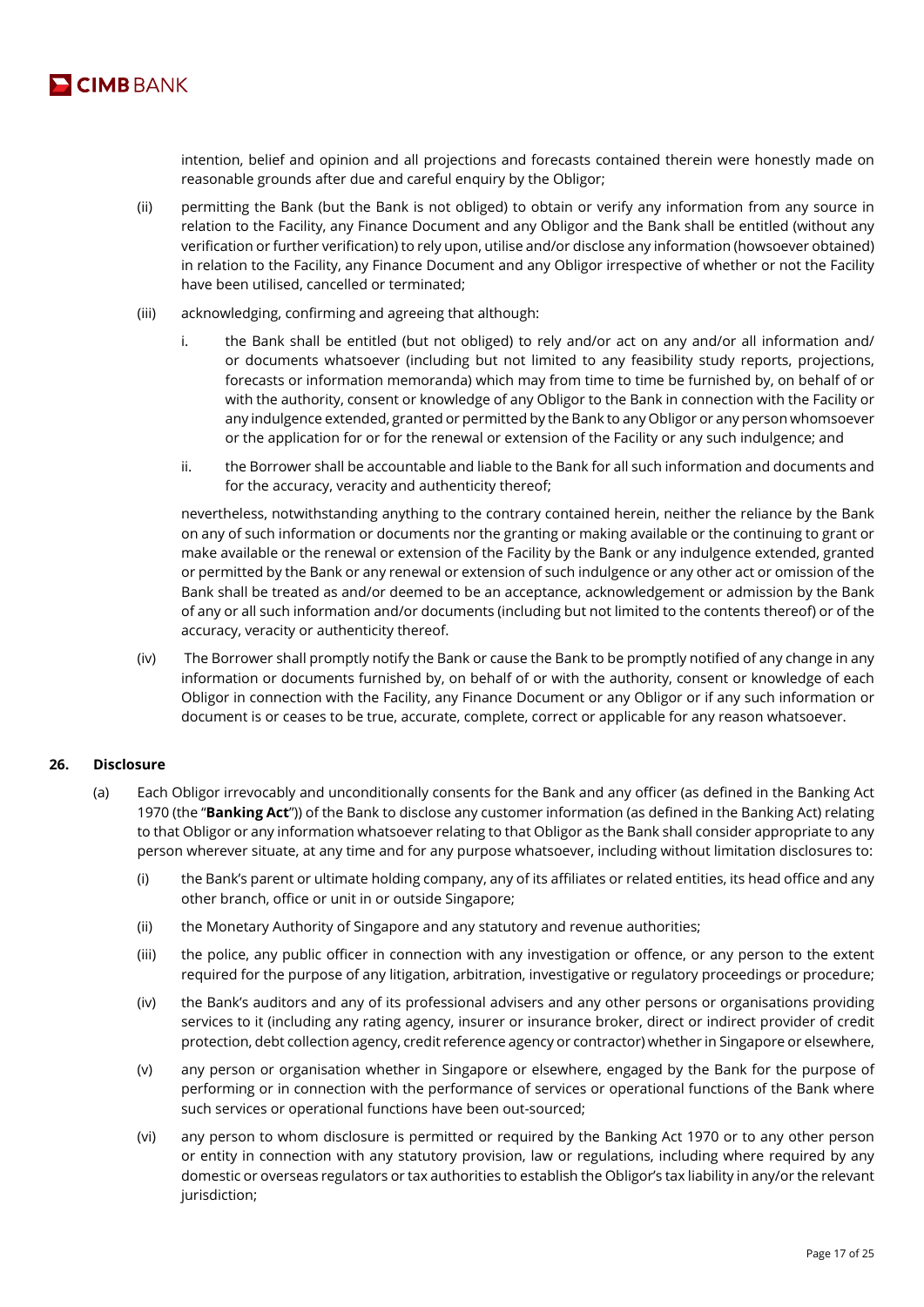intention, belief and opinion and all projections and forecasts contained therein were honestly made on reasonable grounds after due and careful enquiry by the Obligor;

(ii) permitting the Bank (but the Bank is not obliged) to obtain or verify any information from any source in relation to the Facility, any Finance Document and any Obligor and the Bank shall be entitled (without any verification or further verification) to rely upon, utilise and/or disclose any information (howsoever obtained) in relation to the Facility, any Finance Document and any Obligor irrespective of whether or not the Facility have been utilised, cancelled or terminated;

(iii) acknowledging, confirming and agreeing that although:

i. the Bank shall be entitled (but not obliged) to rely and/or act on any and/or all information and/or documents whatsoever (including but not limited to any feasibility study reports, projections, forecasts or information memoranda) which may from time to time be furnished by, on behalf of or with the authority, consent or knowledge of any Obligor to the Bank in connection with the Facility or any indulgence extended, granted or permitted by the Bank to any Obligor or any person whomsoever or the application for or for the renewal or extension of the Facility or any such indulgence; and

ii. the Borrower shall be accountable and liable to the Bank for all such information and documents and for the accuracy, veracity and authenticity thereof;

nevertheless, notwithstanding anything to the contrary contained herein, neither the reliance by the Bank on any of such information or documents nor the granting or making available or the continuing to grant or make available or the renewal or extension of the Facility by the Bank or any indulgence extended, granted or permitted by the Bank or any renewal or extension of such indulgence or any other act or omission of the Bank shall be treated as and/or deemed to be an acceptance, acknowledgement or admission by the Bank of any or all such information and/or documents (including but not limited to the contents thereof) or of the accuracy, veracity or authenticity thereof.

(iv) The Borrower shall promptly notify the Bank or cause the Bank to be promptly notified of any change in any information or documents furnished by, on behalf of or with the authority, consent or knowledge of each Obligor in connection with the Facility, any Finance Document or any Obligor or if any such information or document is or ceases to be true, accurate, complete, correct or applicable for any reason whatsoever.

## 26. Disclosure

(a) Each Obligor irrevocably and unconditionally consents for the Bank and any officer (as defined in the Banking Act 1970 (the "**Banking Act**")) of the Bank to disclose any customer information (as defined in the Banking Act) relating to that Obligor or any information whatsoever relating to that Obligor as the Bank shall consider appropriate to any person wherever situate, at any time and for any purpose whatsoever, including without limitation disclosures to:

(i) the Bank's parent or ultimate holding company, any of its affiliates or related entities, its head office and any other branch, office or unit in or outside Singapore;

(ii) the Monetary Authority of Singapore and any statutory and revenue authorities;

(iii) the police, any public officer in connection with any investigation or offence, or any person to the extent required for the purpose of any litigation, arbitration, investigative or regulatory proceedings or procedure;

(iv) the Bank's auditors and any of its professional advisers and any other persons or organisations providing services to it (including any rating agency, insurer or insurance broker, direct or indirect provider of credit protection, debt collection agency, credit reference agency or contractor) whether in Singapore or elsewhere,

(v) any person or organisation whether in Singapore or elsewhere, engaged by the Bank for the purpose of performing or in connection with the performance of services or operational functions of the Bank where such services or operational functions have been out-sourced;

(vi) any person to whom disclosure is permitted or required by the Banking Act 1970 or to any other person or entity in connection with any statutory provision, law or regulations, including where required by any domestic or overseas regulators or tax authorities to establish the Obligor's tax liability in any/or the relevant jurisdiction;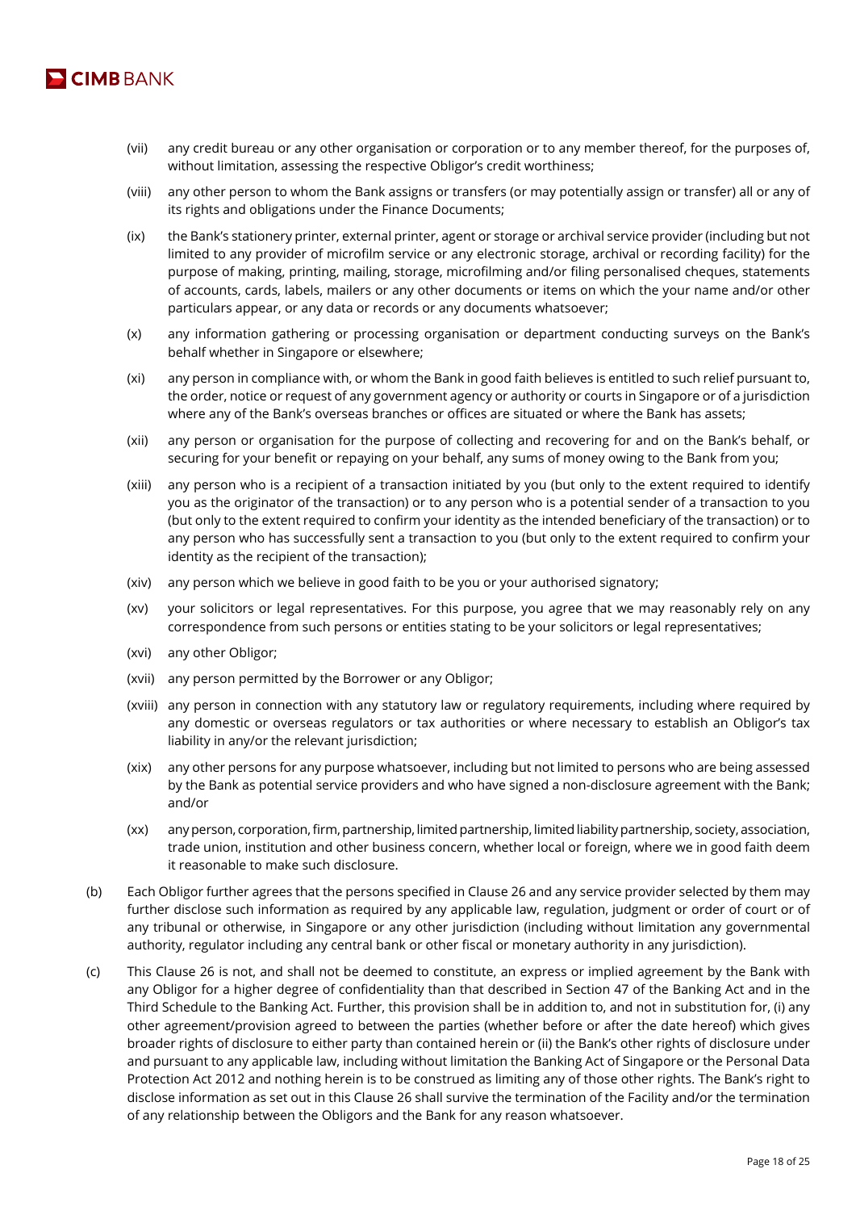(vii) any credit bureau or any other organisation or corporation or to any member thereof, for the purposes of, without limitation, assessing the respective Obligor's credit worthiness;

(viii) any other person to whom the Bank assigns or transfers (or may potentially assign or transfer) all or any of its rights and obligations under the Finance Documents;

(ix) the Bank's stationery printer, external printer, agent or storage or archival service provider (including but not limited to any provider of microfilm service or any electronic storage, archival or recording facility) for the purpose of making, printing, mailing, storage, microfilming and/or filing personalised cheques, statements of accounts, cards, labels, mailers or any other documents or items on which the your name and/or other particulars appear, or any data or records or any documents whatsoever;

(x) any information gathering or processing organisation or department conducting surveys on the Bank's behalf whether in Singapore or elsewhere;

(xi) any person in compliance with, or whom the Bank in good faith believes is entitled to such relief pursuant to, the order, notice or request of any government agency or authority or courts in Singapore or of a jurisdiction where any of the Bank's overseas branches or offices are situated or where the Bank has assets;

(xii) any person or organisation for the purpose of collecting and recovering for and on the Bank's behalf, or securing for your benefit or repaying on your behalf, any sums of money owing to the Bank from you;

(xiii) any person who is a recipient of a transaction initiated by you (but only to the extent required to identify you as the originator of the transaction) or to any person who is a potential sender of a transaction to you (but only to the extent required to confirm your identity as the intended beneficiary of the transaction) or to any person who has successfully sent a transaction to you (but only to the extent required to confirm your identity as the recipient of the transaction);

(xiv) any person which we believe in good faith to be you or your authorised signatory;

(xv) your solicitors or legal representatives. For this purpose, you agree that we may reasonably rely on any correspondence from such persons or entities stating to be your solicitors or legal representatives;

(xvi) any other Obligor;

(xvii) any person permitted by the Borrower or any Obligor;

(xviii) any person in connection with any statutory law or regulatory requirements, including where required by any domestic or overseas regulators or tax authorities or where necessary to establish an Obligor's tax liability in any/or the relevant jurisdiction;

(xix) any other persons for any purpose whatsoever, including but not limited to persons who are being assessed by the Bank as potential service providers and who have signed a non-disclosure agreement with the Bank; and/or

(xx) any person, corporation, firm, partnership, limited partnership, limited liability partnership, society, association, trade union, institution and other business concern, whether local or foreign, where we in good faith deem it reasonable to make such disclosure.

(b) Each Obligor further agrees that the persons specified in Clause 26 and any service provider selected by them may further disclose such information as required by any applicable law, regulation, judgment or order of court or of any tribunal or otherwise, in Singapore or any other jurisdiction (including without limitation any governmental authority, regulator including any central bank or other fiscal or monetary authority in any jurisdiction).

(c) This Clause 26 is not, and shall not be deemed to constitute, an express or implied agreement by the Bank with any Obligor for a higher degree of confidentiality than that described in Section 47 of the Banking Act and in the Third Schedule to the Banking Act. Further, this provision shall be in addition to, and not in substitution for, (i) any other agreement/provision agreed to between the parties (whether before or after the date hereof) which gives broader rights of disclosure to either party than contained herein or (ii) the Bank's other rights of disclosure under and pursuant to any applicable law, including without limitation the Banking Act of Singapore or the Personal Data Protection Act 2012 and nothing herein is to be construed as limiting any of those other rights. The Bank's right to disclose information as set out in this Clause 26 shall survive the termination of the Facility and/or the termination of any relationship between the Obligors and the Bank for any reason whatsoever.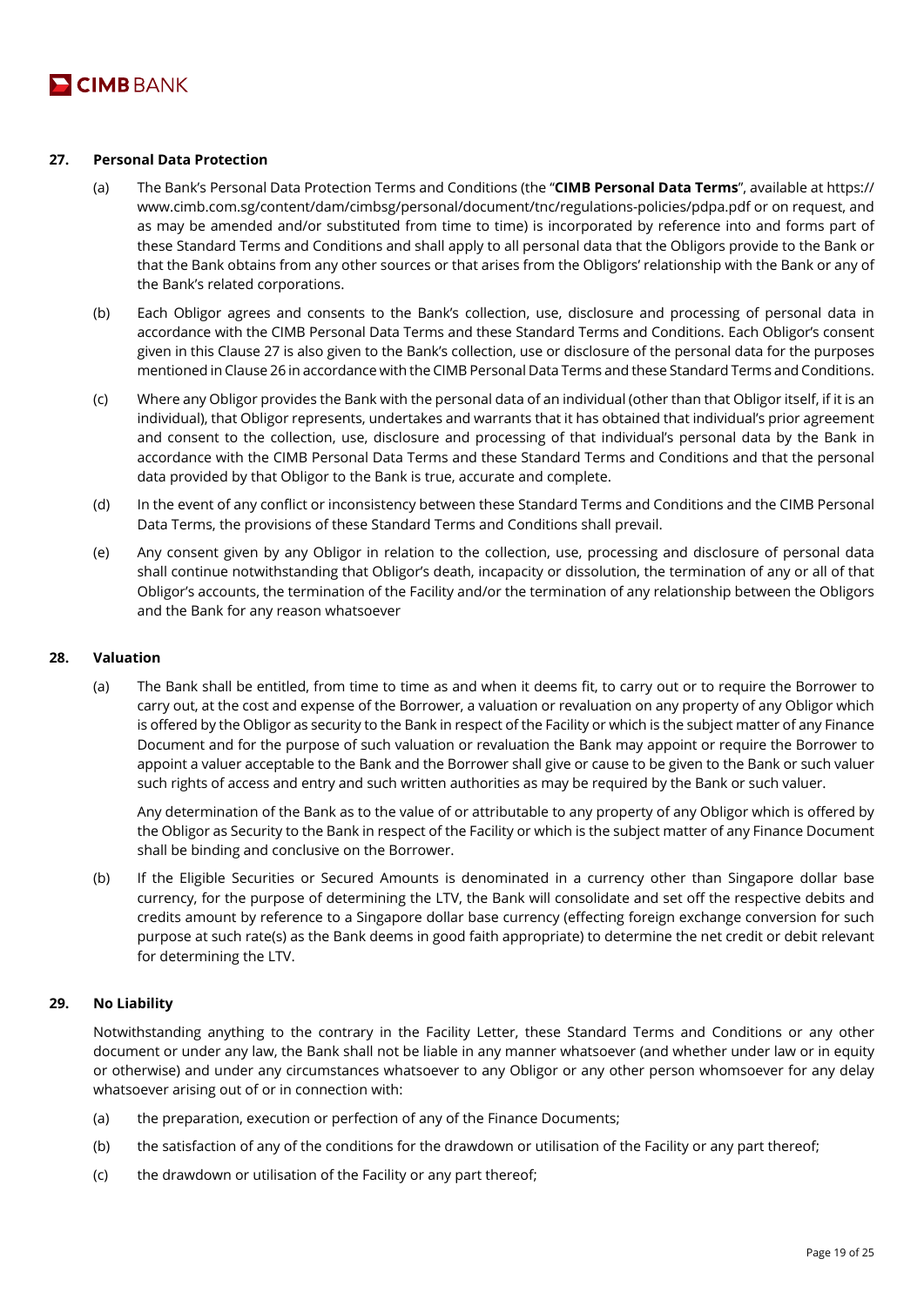## 27. Personal Data Protection

(a) The Bank's Personal Data Protection Terms and Conditions (the "**CIMB Personal Data Terms**", available at https://www.cimb.com.sg/content/dam/cimbsg/personal/document/tnc/regulations-policies/pdpa.pdf or on request, and as may be amended and/or substituted from time to time) is incorporated by reference into and forms part of these Standard Terms and Conditions and shall apply to all personal data that the Obligors provide to the Bank or that the Bank obtains from any other sources or that arises from the Obligors' relationship with the Bank or any of the Bank's related corporations.

(b) Each Obligor agrees and consents to the Bank's collection, use, disclosure and processing of personal data in accordance with the CIMB Personal Data Terms and these Standard Terms and Conditions. Each Obligor's consent given in this Clause 27 is also given to the Bank's collection, use or disclosure of the personal data for the purposes mentioned in Clause 26 in accordance with the CIMB Personal Data Terms and these Standard Terms and Conditions.

(c) Where any Obligor provides the Bank with the personal data of an individual (other than that Obligor itself, if it is an individual), that Obligor represents, undertakes and warrants that it has obtained that individual's prior agreement and consent to the collection, use, disclosure and processing of that individual's personal data by the Bank in accordance with the CIMB Personal Data Terms and these Standard Terms and Conditions and that the personal data provided by that Obligor to the Bank is true, accurate and complete.

(d) In the event of any conflict or inconsistency between these Standard Terms and Conditions and the CIMB Personal Data Terms, the provisions of these Standard Terms and Conditions shall prevail.

(e) Any consent given by any Obligor in relation to the collection, use, processing and disclosure of personal data shall continue notwithstanding that Obligor's death, incapacity or dissolution, the termination of any or all of that Obligor's accounts, the termination of the Facility and/or the termination of any relationship between the Obligors and the Bank for any reason whatsoever

## 28. Valuation

(a) The Bank shall be entitled, from time to time as and when it deems fit, to carry out or to require the Borrower to carry out, at the cost and expense of the Borrower, a valuation or revaluation on any property of any Obligor which is offered by the Obligor as security to the Bank in respect of the Facility or which is the subject matter of any Finance Document and for the purpose of such valuation or revaluation the Bank may appoint or require the Borrower to appoint a valuer acceptable to the Bank and the Borrower shall give or cause to be given to the Bank or such valuer such rights of access and entry and such written authorities as may be required by the Bank or such valuer.

Any determination of the Bank as to the value of or attributable to any property of any Obligor which is offered by the Obligor as Security to the Bank in respect of the Facility or which is the subject matter of any Finance Document shall be binding and conclusive on the Borrower.

(b) If the Eligible Securities or Secured Amounts is denominated in a currency other than Singapore dollar base currency, for the purpose of determining the LTV, the Bank will consolidate and set off the respective debits and credits amount by reference to a Singapore dollar base currency (effecting foreign exchange conversion for such purpose at such rate(s) as the Bank deems in good faith appropriate) to determine the net credit or debit relevant for determining the LTV.

## 29. No Liability

Notwithstanding anything to the contrary in the Facility Letter, these Standard Terms and Conditions or any other document or under any law, the Bank shall not be liable in any manner whatsoever (and whether under law or in equity or otherwise) and under any circumstances whatsoever to any Obligor or any other person whomsoever for any delay whatsoever arising out of or in connection with:

(a) the preparation, execution or perfection of any of the Finance Documents;

(b) the satisfaction of any of the conditions for the drawdown or utilisation of the Facility or any part thereof;

(c) the drawdown or utilisation of the Facility or any part thereof;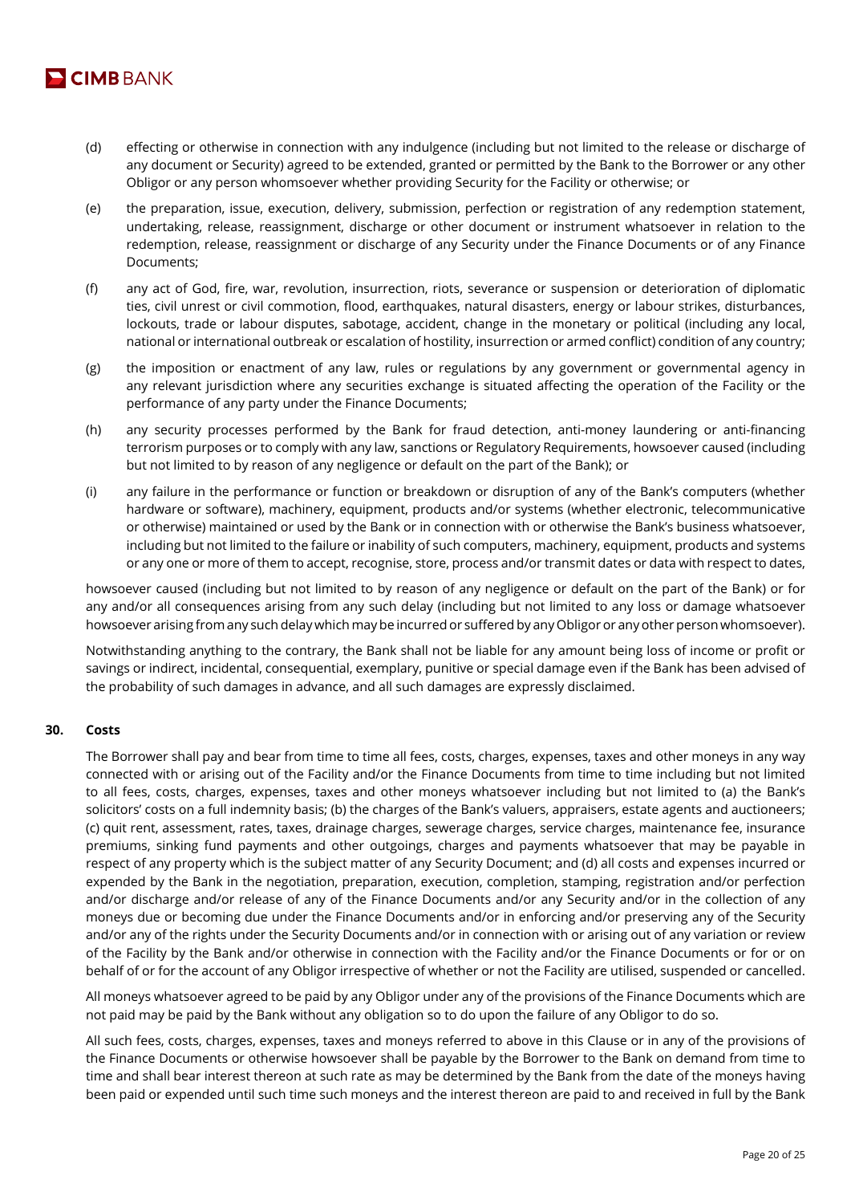(d) effecting or otherwise in connection with any indulgence (including but not limited to the release or discharge of any document or Security) agreed to be extended, granted or permitted by the Bank to the Borrower or any other Obligor or any person whomsoever whether providing Security for the Facility or otherwise; or

(e) the preparation, issue, execution, delivery, submission, perfection or registration of any redemption statement, undertaking, release, reassignment, discharge or other document or instrument whatsoever in relation to the redemption, release, reassignment or discharge of any Security under the Finance Documents or of any Finance Documents;

(f) any act of God, fire, war, revolution, insurrection, riots, severance or suspension or deterioration of diplomatic ties, civil unrest or civil commotion, flood, earthquakes, natural disasters, energy or labour strikes, disturbances, lockouts, trade or labour disputes, sabotage, accident, change in the monetary or political (including any local, national or international outbreak or escalation of hostility, insurrection or armed conflict) condition of any country;

(g) the imposition or enactment of any law, rules or regulations by any government or governmental agency in any relevant jurisdiction where any securities exchange is situated affecting the operation of the Facility or the performance of any party under the Finance Documents;

(h) any security processes performed by the Bank for fraud detection, anti-money laundering or anti-financing terrorism purposes or to comply with any law, sanctions or Regulatory Requirements, howsoever caused (including but not limited to by reason of any negligence or default on the part of the Bank); or

(i) any failure in the performance or function or breakdown or disruption of any of the Bank's computers (whether hardware or software), machinery, equipment, products and/or systems (whether electronic, telecommunicative or otherwise) maintained or used by the Bank or in connection with or otherwise the Bank's business whatsoever, including but not limited to the failure or inability of such computers, machinery, equipment, products and systems or any one or more of them to accept, recognise, store, process and/or transmit dates or data with respect to dates,

howsoever caused (including but not limited to by reason of any negligence or default on the part of the Bank) or for any and/or all consequences arising from any such delay (including but not limited to any loss or damage whatsoever howsoever arising from any such delay which may be incurred or suffered by any Obligor or any other person whomsoever).

Notwithstanding anything to the contrary, the Bank shall not be liable for any amount being loss of income or profit or savings or indirect, incidental, consequential, exemplary, punitive or special damage even if the Bank has been advised of the probability of such damages in advance, and all such damages are expressly disclaimed.

## 30. Costs

The Borrower shall pay and bear from time to time all fees, costs, charges, expenses, taxes and other moneys in any way connected with or arising out of the Facility and/or the Finance Documents from time to time including but not limited to all fees, costs, charges, expenses, taxes and other moneys whatsoever including but not limited to (a) the Bank's solicitors' costs on a full indemnity basis; (b) the charges of the Bank's valuers, appraisers, estate agents and auctioneers; (c) quit rent, assessment, rates, taxes, drainage charges, sewerage charges, service charges, maintenance fee, insurance premiums, sinking fund payments and other outgoings, charges and payments whatsoever that may be payable in respect of any property which is the subject matter of any Security Document; and (d) all costs and expenses incurred or expended by the Bank in the negotiation, preparation, execution, completion, stamping, registration and/or perfection and/or discharge and/or release of any of the Finance Documents and/or any Security and/or in the collection of any moneys due or becoming due under the Finance Documents and/or in enforcing and/or preserving any of the Security and/or any of the rights under the Security Documents and/or in connection with or arising out of any variation or review of the Facility by the Bank and/or otherwise in connection with the Facility and/or the Finance Documents or for or on behalf of or for the account of any Obligor irrespective of whether or not the Facility are utilised, suspended or cancelled.

All moneys whatsoever agreed to be paid by any Obligor under any of the provisions of the Finance Documents which are not paid may be paid by the Bank without any obligation so to do upon the failure of any Obligor to do so.

All such fees, costs, charges, expenses, taxes and moneys referred to above in this Clause or in any of the provisions of the Finance Documents or otherwise howsoever shall be payable by the Borrower to the Bank on demand from time to time and shall bear interest thereon at such rate as may be determined by the Bank from the date of the moneys having been paid or expended until such time such moneys and the interest thereon are paid to and received in full by the Bank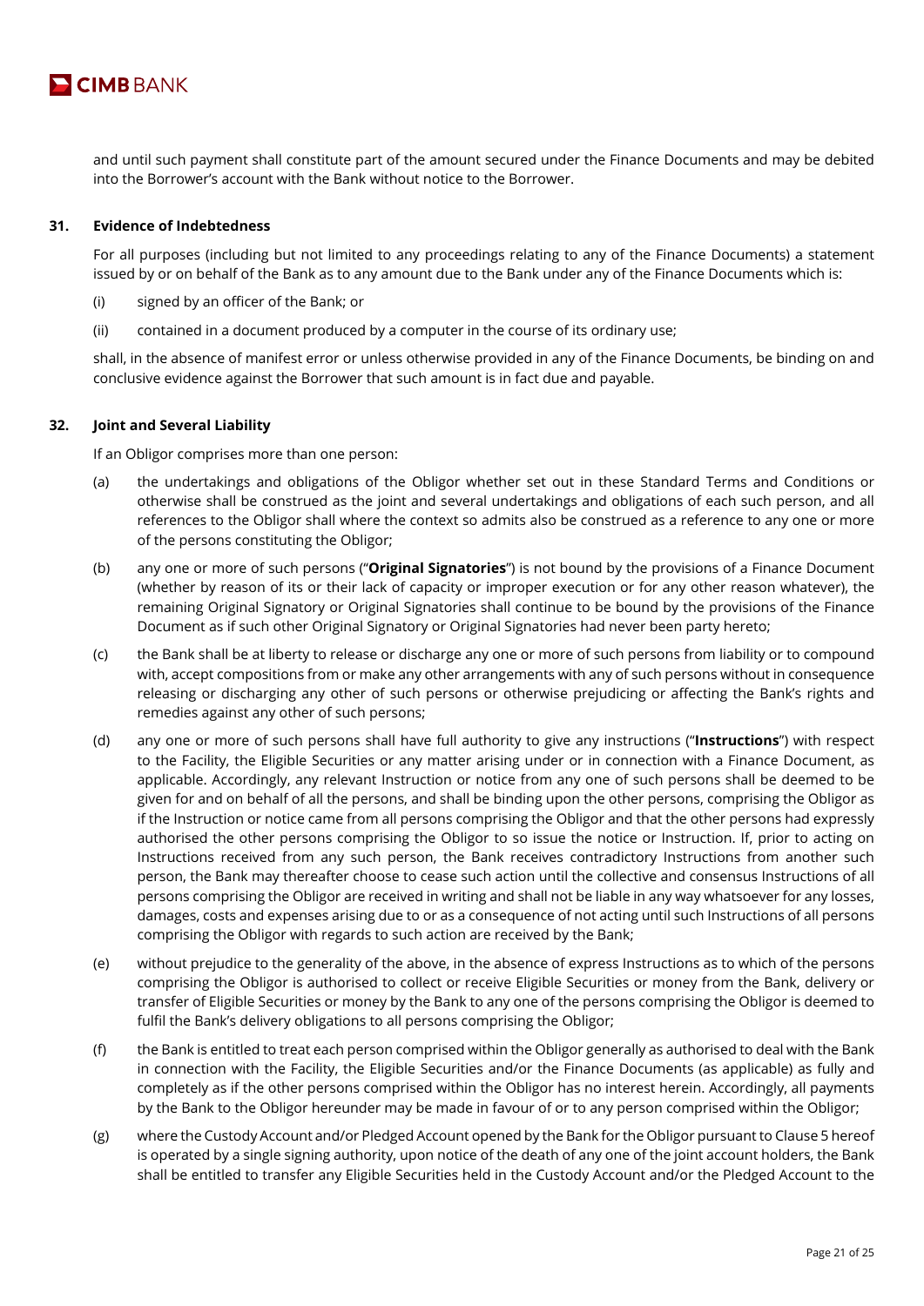and until such payment shall constitute part of the amount secured under the Finance Documents and may be debited into the Borrower's account with the Bank without notice to the Borrower.

## 31. Evidence of Indebtedness

For all purposes (including but not limited to any proceedings relating to any of the Finance Documents) a statement issued by or on behalf of the Bank as to any amount due to the Bank under any of the Finance Documents which is:

(i) signed by an officer of the Bank; or

(ii) contained in a document produced by a computer in the course of its ordinary use;

shall, in the absence of manifest error or unless otherwise provided in any of the Finance Documents, be binding on and conclusive evidence against the Borrower that such amount is in fact due and payable.

## 32. Joint and Several Liability

If an Obligor comprises more than one person:

(a) the undertakings and obligations of the Obligor whether set out in these Standard Terms and Conditions or otherwise shall be construed as the joint and several undertakings and obligations of each such person, and all references to the Obligor shall where the context so admits also be construed as a reference to any one or more of the persons constituting the Obligor;

(b) any one or more of such persons ("**Original Signatories**") is not bound by the provisions of a Finance Document (whether by reason of its or their lack of capacity or improper execution or for any other reason whatever), the remaining Original Signatory or Original Signatories shall continue to be bound by the provisions of the Finance Document as if such other Original Signatory or Original Signatories had never been party hereto;

(c) the Bank shall be at liberty to release or discharge any one or more of such persons from liability or to compound with, accept compositions from or make any other arrangements with any of such persons without in consequence releasing or discharging any other of such persons or otherwise prejudicing or affecting the Bank's rights and remedies against any other of such persons;

(d) any one or more of such persons shall have full authority to give any instructions ("**Instructions**") with respect to the Facility, the Eligible Securities or any matter arising under or in connection with a Finance Document, as applicable. Accordingly, any relevant Instruction or notice from any one of such persons shall be deemed to be given for and on behalf of all the persons, and shall be binding upon the other persons, comprising the Obligor as if the Instruction or notice came from all persons comprising the Obligor and that the other persons had expressly authorised the other persons comprising the Obligor to so issue the notice or Instruction. If, prior to acting on Instructions received from any such person, the Bank receives contradictory Instructions from another such person, the Bank may thereafter choose to cease such action until the collective and consensus Instructions of all persons comprising the Obligor are received in writing and shall not be liable in any way whatsoever for any losses, damages, costs and expenses arising due to or as a consequence of not acting until such Instructions of all persons comprising the Obligor with regards to such action are received by the Bank;

(e) without prejudice to the generality of the above, in the absence of express Instructions as to which of the persons comprising the Obligor is authorised to collect or receive Eligible Securities or money from the Bank, delivery or transfer of Eligible Securities or money by the Bank to any one of the persons comprising the Obligor is deemed to fulfil the Bank's delivery obligations to all persons comprising the Obligor;

(f) the Bank is entitled to treat each person comprised within the Obligor generally as authorised to deal with the Bank in connection with the Facility, the Eligible Securities and/or the Finance Documents (as applicable) as fully and completely as if the other persons comprised within the Obligor has no interest herein. Accordingly, all payments by the Bank to the Obligor hereunder may be made in favour of or to any person comprised within the Obligor;

(g) where the Custody Account and/or Pledged Account opened by the Bank for the Obligor pursuant to Clause 5 hereof is operated by a single signing authority, upon notice of the death of any one of the joint account holders, the Bank shall be entitled to transfer any Eligible Securities held in the Custody Account and/or the Pledged Account to the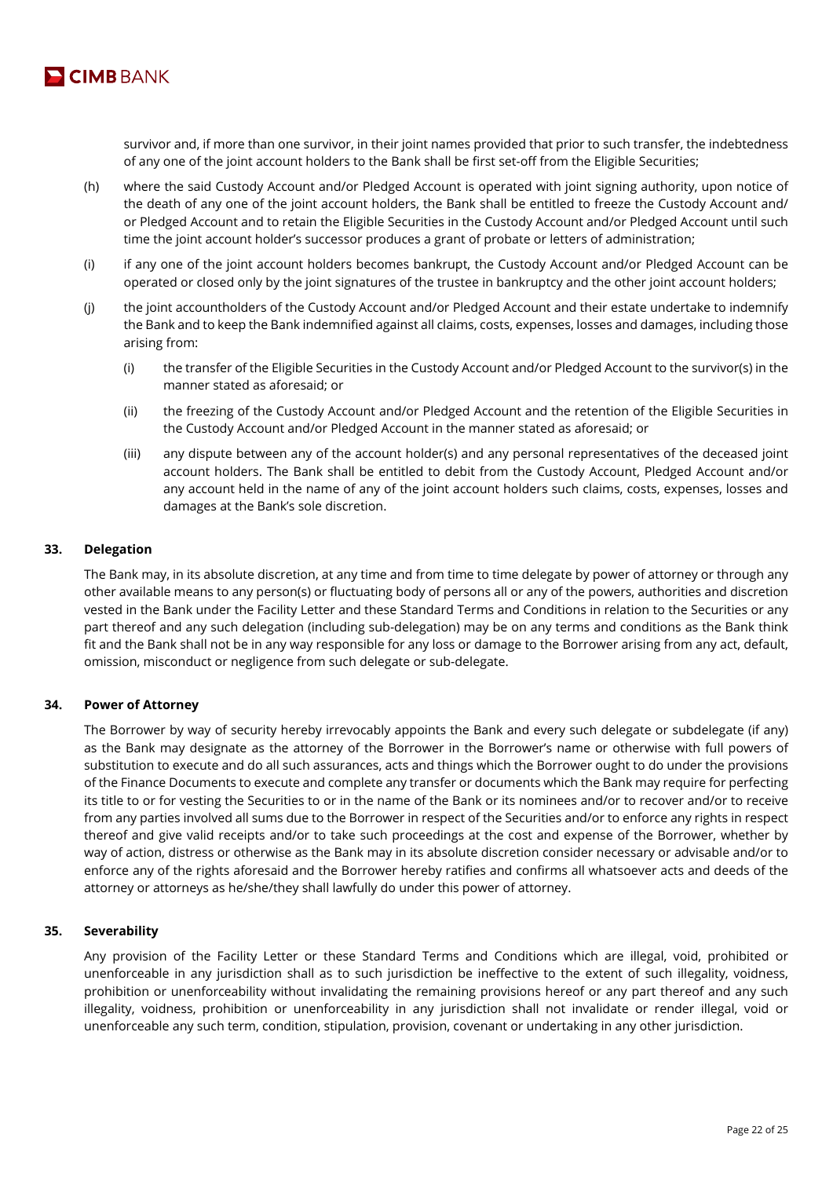survivor and, if more than one survivor, in their joint names provided that prior to such transfer, the indebtedness of any one of the joint account holders to the Bank shall be first set-off from the Eligible Securities;

(h) where the said Custody Account and/or Pledged Account is operated with joint signing authority, upon notice of the death of any one of the joint account holders, the Bank shall be entitled to freeze the Custody Account and/ or Pledged Account and to retain the Eligible Securities in the Custody Account and/or Pledged Account until such time the joint account holder's successor produces a grant of probate or letters of administration;

(i) if any one of the joint account holders becomes bankrupt, the Custody Account and/or Pledged Account can be operated or closed only by the joint signatures of the trustee in bankruptcy and the other joint account holders;

(j) the joint accountholders of the Custody Account and/or Pledged Account and their estate undertake to indemnify the Bank and to keep the Bank indemnified against all claims, costs, expenses, losses and damages, including those arising from:

  (i) the transfer of the Eligible Securities in the Custody Account and/or Pledged Account to the survivor(s) in the manner stated as aforesaid; or

  (ii) the freezing of the Custody Account and/or Pledged Account and the retention of the Eligible Securities in the Custody Account and/or Pledged Account in the manner stated as aforesaid; or

  (iii) any dispute between any of the account holder(s) and any personal representatives of the deceased joint account holders. The Bank shall be entitled to debit from the Custody Account, Pledged Account and/or any account held in the name of any of the joint account holders such claims, costs, expenses, losses and damages at the Bank's sole discretion.

## 33. Delegation

The Bank may, in its absolute discretion, at any time and from time to time delegate by power of attorney or through any other available means to any person(s) or fluctuating body of persons all or any of the powers, authorities and discretion vested in the Bank under the Facility Letter and these Standard Terms and Conditions in relation to the Securities or any part thereof and any such delegation (including sub-delegation) may be on any terms and conditions as the Bank think fit and the Bank shall not be in any way responsible for any loss or damage to the Borrower arising from any act, default, omission, misconduct or negligence from such delegate or sub-delegate.

## 34. Power of Attorney

The Borrower by way of security hereby irrevocably appoints the Bank and every such delegate or subdelegate (if any) as the Bank may designate as the attorney of the Borrower in the Borrower's name or otherwise with full powers of substitution to execute and do all such assurances, acts and things which the Borrower ought to do under the provisions of the Finance Documents to execute and complete any transfer or documents which the Bank may require for perfecting its title to or for vesting the Securities to or in the name of the Bank or its nominees and/or to recover and/or to receive from any parties involved all sums due to the Borrower in respect of the Securities and/or to enforce any rights in respect thereof and give valid receipts and/or to take such proceedings at the cost and expense of the Borrower, whether by way of action, distress or otherwise as the Bank may in its absolute discretion consider necessary or advisable and/or to enforce any of the rights aforesaid and the Borrower hereby ratifies and confirms all whatsoever acts and deeds of the attorney or attorneys as he/she/they shall lawfully do under this power of attorney.

## 35. Severability

Any provision of the Facility Letter or these Standard Terms and Conditions which are illegal, void, prohibited or unenforceable in any jurisdiction shall as to such jurisdiction be ineffective to the extent of such illegality, voidness, prohibition or unenforceability without invalidating the remaining provisions hereof or any part thereof and any such illegality, voidness, prohibition or unenforceability in any jurisdiction shall not invalidate or render illegal, void or unenforceable any such term, condition, stipulation, provision, covenant or undertaking in any other jurisdiction.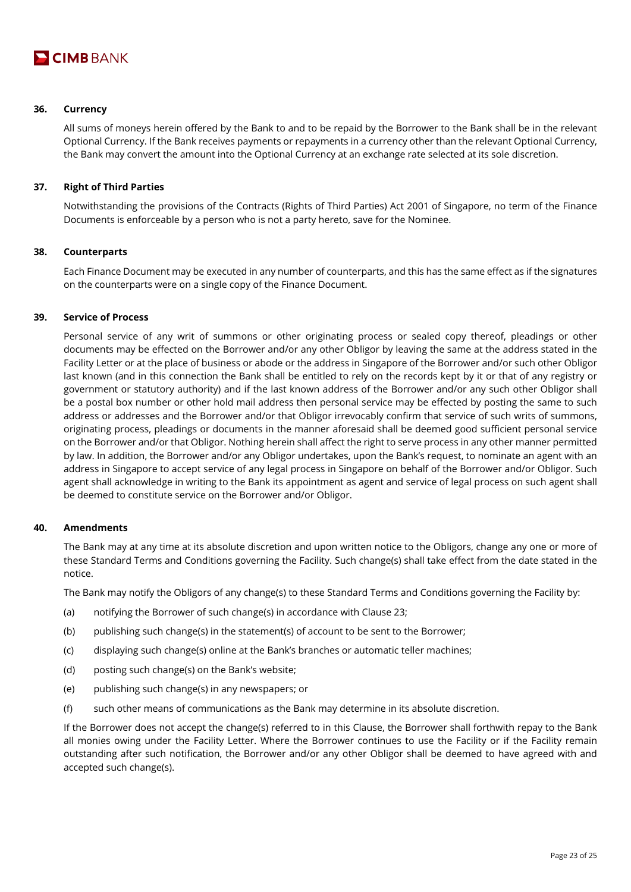## 36. Currency

All sums of moneys herein offered by the Bank to and to be repaid by the Borrower to the Bank shall be in the relevant Optional Currency. If the Bank receives payments or repayments in a currency other than the relevant Optional Currency, the Bank may convert the amount into the Optional Currency at an exchange rate selected at its sole discretion.

## 37. Right of Third Parties

Notwithstanding the provisions of the Contracts (Rights of Third Parties) Act 2001 of Singapore, no term of the Finance Documents is enforceable by a person who is not a party hereto, save for the Nominee.

## 38. Counterparts

Each Finance Document may be executed in any number of counterparts, and this has the same effect as if the signatures on the counterparts were on a single copy of the Finance Document.

## 39. Service of Process

Personal service of any writ of summons or other originating process or sealed copy thereof, pleadings or other documents may be effected on the Borrower and/or any other Obligor by leaving the same at the address stated in the Facility Letter or at the place of business or abode or the address in Singapore of the Borrower and/or such other Obligor last known (and in this connection the Bank shall be entitled to rely on the records kept by it or that of any registry or government or statutory authority) and if the last known address of the Borrower and/or any such other Obligor shall be a postal box number or other hold mail address then personal service may be effected by posting the same to such address or addresses and the Borrower and/or that Obligor irrevocably confirm that service of such writs of summons, originating process, pleadings or documents in the manner aforesaid shall be deemed good sufficient personal service on the Borrower and/or that Obligor. Nothing herein shall affect the right to serve process in any other manner permitted by law. In addition, the Borrower and/or any Obligor undertakes, upon the Bank's request, to nominate an agent with an address in Singapore to accept service of any legal process in Singapore on behalf of the Borrower and/or Obligor. Such agent shall acknowledge in writing to the Bank its appointment as agent and service of legal process on such agent shall be deemed to constitute service on the Borrower and/or Obligor.

## 40. Amendments

The Bank may at any time at its absolute discretion and upon written notice to the Obligors, change any one or more of these Standard Terms and Conditions governing the Facility. Such change(s) shall take effect from the date stated in the notice.

The Bank may notify the Obligors of any change(s) to these Standard Terms and Conditions governing the Facility by:

(a) notifying the Borrower of such change(s) in accordance with Clause 23;

(b) publishing such change(s) in the statement(s) of account to be sent to the Borrower;

(c) displaying such change(s) online at the Bank's branches or automatic teller machines;

(d) posting such change(s) on the Bank's website;

(e) publishing such change(s) in any newspapers; or

(f) such other means of communications as the Bank may determine in its absolute discretion.

If the Borrower does not accept the change(s) referred to in this Clause, the Borrower shall forthwith repay to the Bank all monies owing under the Facility Letter. Where the Borrower continues to use the Facility or if the Facility remain outstanding after such notification, the Borrower and/or any other Obligor shall be deemed to have agreed with and accepted such change(s).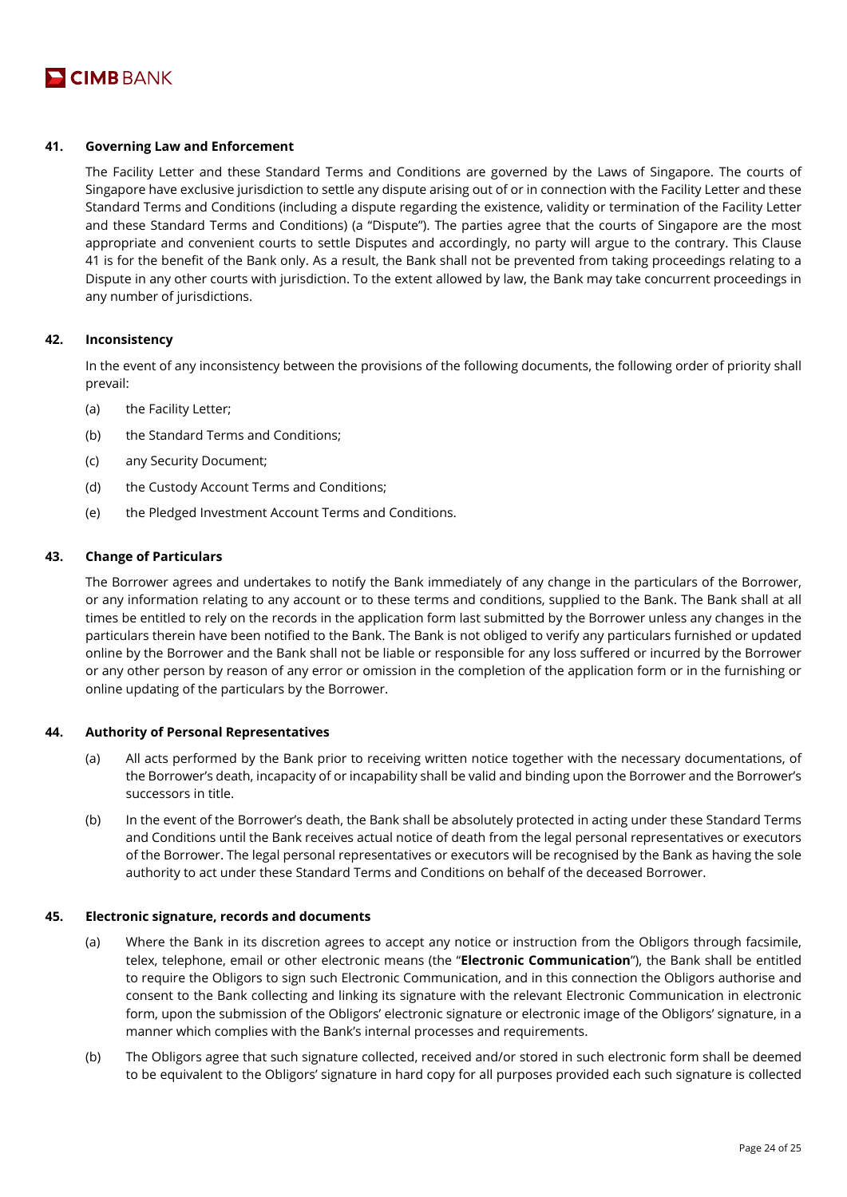## 41. Governing Law and Enforcement

The Facility Letter and these Standard Terms and Conditions are governed by the Laws of Singapore. The courts of Singapore have exclusive jurisdiction to settle any dispute arising out of or in connection with the Facility Letter and these Standard Terms and Conditions (including a dispute regarding the existence, validity or termination of the Facility Letter and these Standard Terms and Conditions) (a "Dispute"). The parties agree that the courts of Singapore are the most appropriate and convenient courts to settle Disputes and accordingly, no party will argue to the contrary. This Clause 41 is for the benefit of the Bank only. As a result, the Bank shall not be prevented from taking proceedings relating to a Dispute in any other courts with jurisdiction. To the extent allowed by law, the Bank may take concurrent proceedings in any number of jurisdictions.

## 42. Inconsistency

In the event of any inconsistency between the provisions of the following documents, the following order of priority shall prevail:

(a) the Facility Letter;

(b) the Standard Terms and Conditions;

(c) any Security Document;

(d) the Custody Account Terms and Conditions;

(e) the Pledged Investment Account Terms and Conditions.

## 43. Change of Particulars

The Borrower agrees and undertakes to notify the Bank immediately of any change in the particulars of the Borrower, or any information relating to any account or to these terms and conditions, supplied to the Bank. The Bank shall at all times be entitled to rely on the records in the application form last submitted by the Borrower unless any changes in the particulars therein have been notified to the Bank. The Bank is not obliged to verify any particulars furnished or updated online by the Borrower and the Bank shall not be liable or responsible for any loss suffered or incurred by the Borrower or any other person by reason of any error or omission in the completion of the application form or in the furnishing or online updating of the particulars by the Borrower.

## 44. Authority of Personal Representatives

(a) All acts performed by the Bank prior to receiving written notice together with the necessary documentations, of the Borrower's death, incapacity of or incapability shall be valid and binding upon the Borrower and the Borrower's successors in title.

(b) In the event of the Borrower's death, the Bank shall be absolutely protected in acting under these Standard Terms and Conditions until the Bank receives actual notice of death from the legal personal representatives or executors of the Borrower. The legal personal representatives or executors will be recognised by the Bank as having the sole authority to act under these Standard Terms and Conditions on behalf of the deceased Borrower.

## 45. Electronic signature, records and documents

(a) Where the Bank in its discretion agrees to accept any notice or instruction from the Obligors through facsimile, telex, telephone, email or other electronic means (the "**Electronic Communication**"), the Bank shall be entitled to require the Obligors to sign such Electronic Communication, and in this connection the Obligors authorise and consent to the Bank collecting and linking its signature with the relevant Electronic Communication in electronic form, upon the submission of the Obligors' electronic signature or electronic image of the Obligors' signature, in a manner which complies with the Bank's internal processes and requirements.

(b) The Obligors agree that such signature collected, received and/or stored in such electronic form shall be deemed to be equivalent to the Obligors' signature in hard copy for all purposes provided each such signature is collected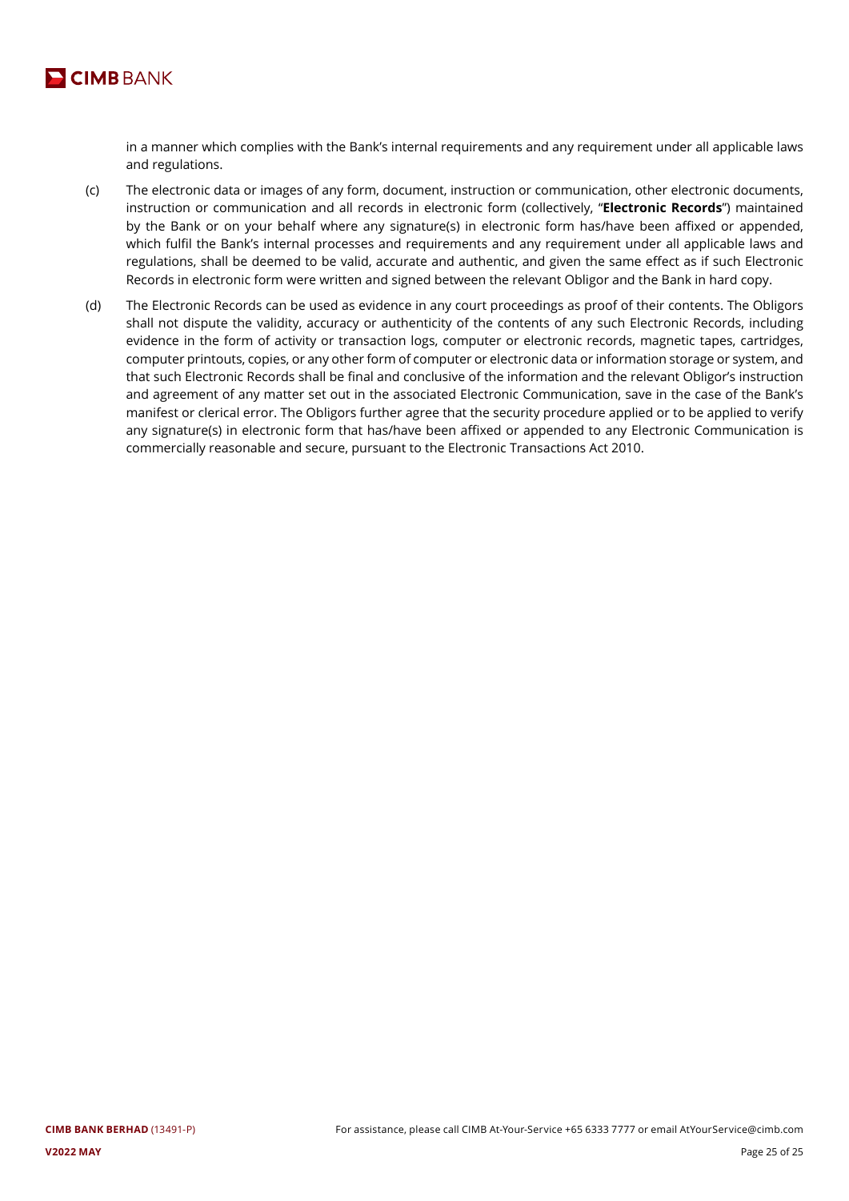in a manner which complies with the Bank's internal requirements and any requirement under all applicable laws and regulations.

(c) The electronic data or images of any form, document, instruction or communication, other electronic documents, instruction or communication and all records in electronic form (collectively, "**Electronic Records**") maintained by the Bank or on your behalf where any signature(s) in electronic form has/have been affixed or appended, which fulfil the Bank's internal processes and requirements and any requirement under all applicable laws and regulations, shall be deemed to be valid, accurate and authentic, and given the same effect as if such Electronic Records in electronic form were written and signed between the relevant Obligor and the Bank in hard copy.

(d) The Electronic Records can be used as evidence in any court proceedings as proof of their contents. The Obligors shall not dispute the validity, accuracy or authenticity of the contents of any such Electronic Records, including evidence in the form of activity or transaction logs, computer or electronic records, magnetic tapes, cartridges, computer printouts, copies, or any other form of computer or electronic data or information storage or system, and that such Electronic Records shall be final and conclusive of the information and the relevant Obligor's instruction and agreement of any matter set out in the associated Electronic Communication, save in the case of the Bank's manifest or clerical error. The Obligors further agree that the security procedure applied or to be applied to verify any signature(s) in electronic form that has/have been affixed or appended to any Electronic Communication is commercially reasonable and secure, pursuant to the Electronic Transactions Act 2010.